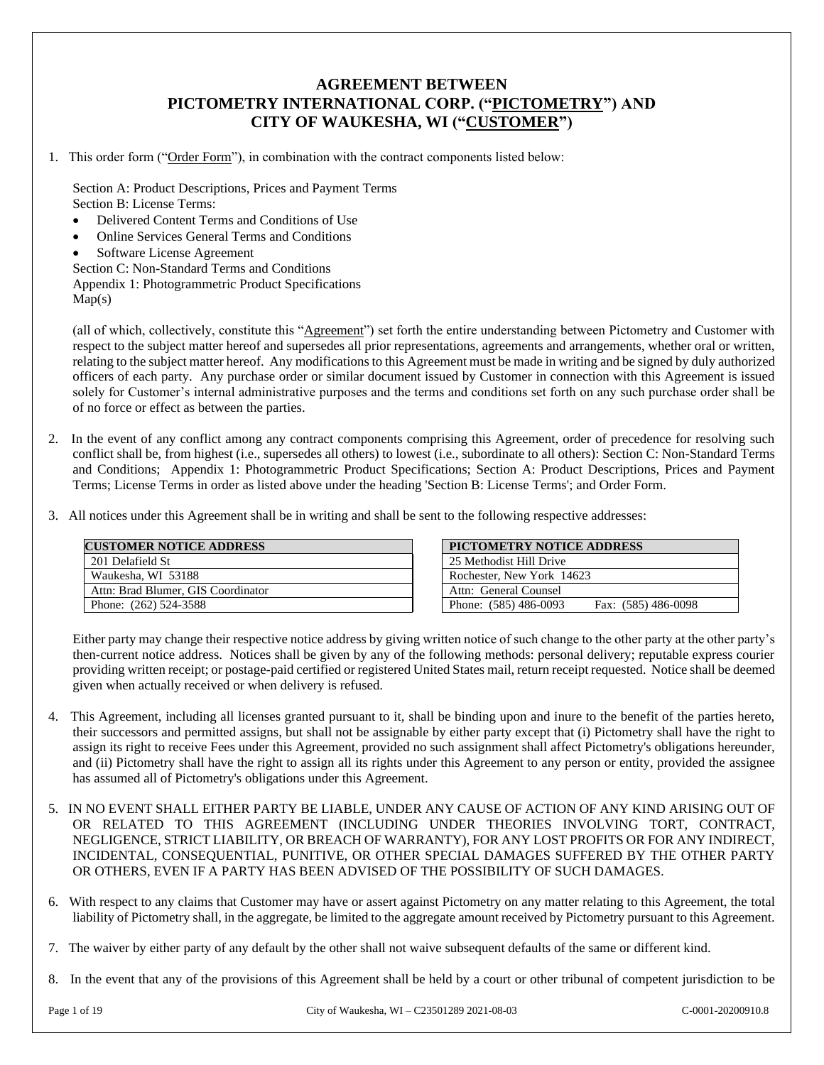# AGREEMENT BETWEEN PICTOMETRY INTERNATIONAL CORP. ("PICTOMETRY") AND CITY OF WAUKESHA, WI ("CUSTOMER")

1. This order form ("Order Form"), in combination with the contract components listed below:

   Section A: Product Descriptions, Prices and Payment Terms
   Section B: License Terms:
   - Delivered Content Terms and Conditions of Use
   - Online Services General Terms and Conditions
   - Software License Agreement

   Section C: Non-Standard Terms and Conditions
   Appendix 1: Photogrammetric Product Specifications
   Map(s)

   (all of which, collectively, constitute this "Agreement") set forth the entire understanding between Pictometry and Customer with respect to the subject matter hereof and supersedes all prior representations, agreements and arrangements, whether oral or written, relating to the subject matter hereof. Any modifications to this Agreement must be made in writing and be signed by duly authorized officers of each party. Any purchase order or similar document issued by Customer in connection with this Agreement is issued solely for Customer's internal administrative purposes and the terms and conditions set forth on any such purchase order shall be of no force or effect as between the parties.

2. In the event of any conflict among any contract components comprising this Agreement, order of precedence for resolving such conflict shall be, from highest (i.e., supersedes all others) to lowest (i.e., subordinate to all others): Section C: Non-Standard Terms and Conditions; Appendix 1: Photogrammetric Product Specifications; Section A: Product Descriptions, Prices and Payment Terms; License Terms in order as listed above under the heading 'Section B: License Terms'; and Order Form.

3. All notices under this Agreement shall be in writing and shall be sent to the following respective addresses:

| CUSTOMER NOTICE ADDRESS |
| --- |
| 201 Delafield St |
| Waukesha, WI 53188 |
| Attn: Brad Blumer, GIS Coordinator |
| Phone: (262) 524-3588 |

| PICTOMETRY NOTICE ADDRESS |
| --- |
| 25 Methodist Hill Drive |
| Rochester, New York 14623 |
| Attn: General Counsel |
| Phone: (585) 486-0093 Fax: (585) 486-0098 |

   Either party may change their respective notice address by giving written notice of such change to the other party at the other party's then-current notice address. Notices shall be given by any of the following methods: personal delivery; reputable express courier providing written receipt; or postage-paid certified or registered United States mail, return receipt requested. Notice shall be deemed given when actually received or when delivery is refused.

4. This Agreement, including all licenses granted pursuant to it, shall be binding upon and inure to the benefit of the parties hereto, their successors and permitted assigns, but shall not be assignable by either party except that (i) Pictometry shall have the right to assign its right to receive Fees under this Agreement, provided no such assignment shall affect Pictometry's obligations hereunder, and (ii) Pictometry shall have the right to assign all its rights under this Agreement to any person or entity, provided the assignee has assumed all of Pictometry's obligations under this Agreement.

5. IN NO EVENT SHALL EITHER PARTY BE LIABLE, UNDER ANY CAUSE OF ACTION OF ANY KIND ARISING OUT OF OR RELATED TO THIS AGREEMENT (INCLUDING UNDER THEORIES INVOLVING TORT, CONTRACT, NEGLIGENCE, STRICT LIABILITY, OR BREACH OF WARRANTY), FOR ANY LOST PROFITS OR FOR ANY INDIRECT, INCIDENTAL, CONSEQUENTIAL, PUNITIVE, OR OTHER SPECIAL DAMAGES SUFFERED BY THE OTHER PARTY OR OTHERS, EVEN IF A PARTY HAS BEEN ADVISED OF THE POSSIBILITY OF SUCH DAMAGES.

6. With respect to any claims that Customer may have or assert against Pictometry on any matter relating to this Agreement, the total liability of Pictometry shall, in the aggregate, be limited to the aggregate amount received by Pictometry pursuant to this Agreement.

7. The waiver by either party of any default by the other shall not waive subsequent defaults of the same or different kind.

8. In the event that any of the provisions of this Agreement shall be held by a court or other tribunal of competent jurisdiction to be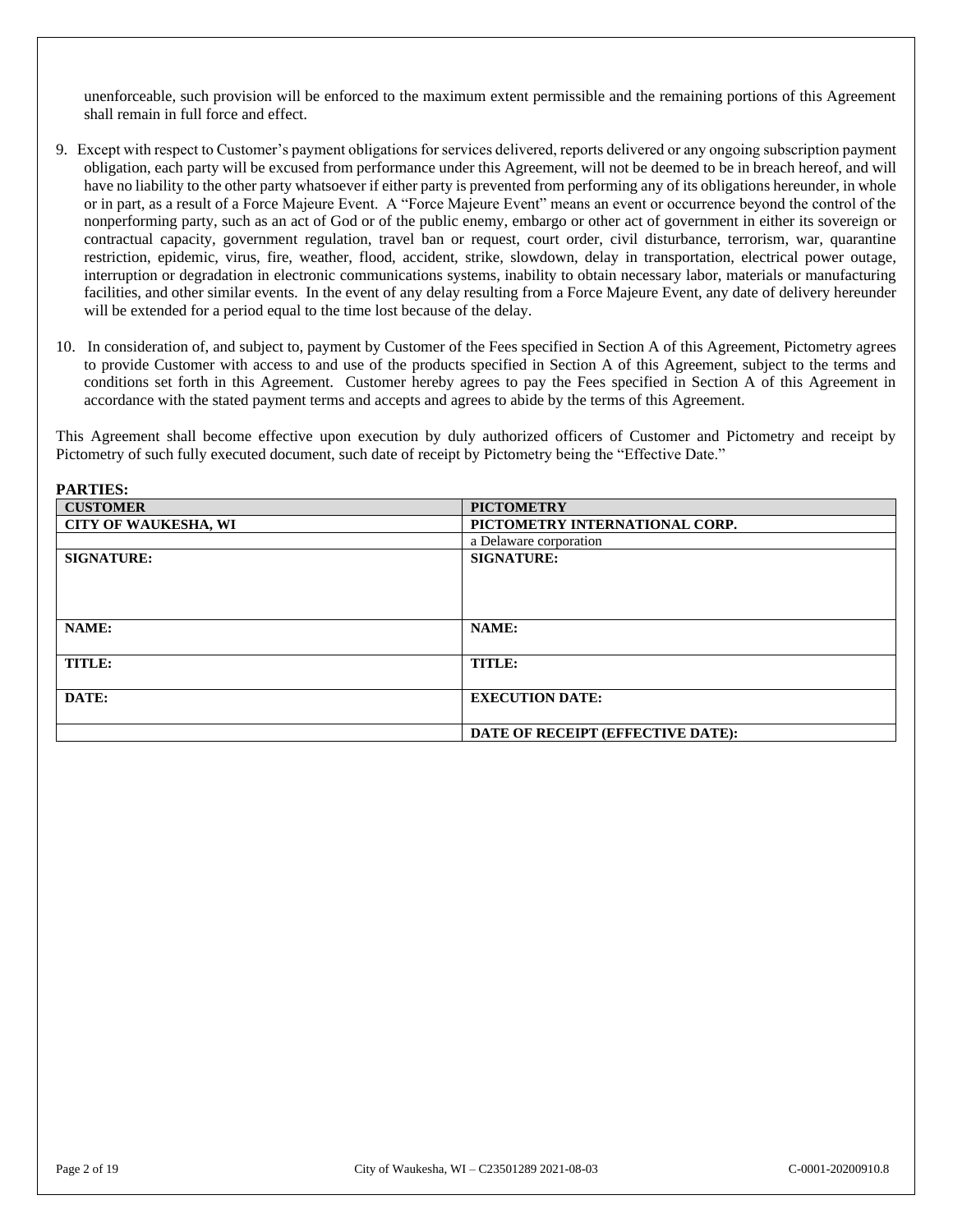unenforceable, such provision will be enforced to the maximum extent permissible and the remaining portions of this Agreement shall remain in full force and effect.

9. Except with respect to Customer's payment obligations for services delivered, reports delivered or any ongoing subscription payment obligation, each party will be excused from performance under this Agreement, will not be deemed to be in breach hereof, and will have no liability to the other party whatsoever if either party is prevented from performing any of its obligations hereunder, in whole or in part, as a result of a Force Majeure Event. A "Force Majeure Event" means an event or occurrence beyond the control of the nonperforming party, such as an act of God or of the public enemy, embargo or other act of government in either its sovereign or contractual capacity, government regulation, travel ban or request, court order, civil disturbance, terrorism, war, quarantine restriction, epidemic, virus, fire, weather, flood, accident, strike, slowdown, delay in transportation, electrical power outage, interruption or degradation in electronic communications systems, inability to obtain necessary labor, materials or manufacturing facilities, and other similar events. In the event of any delay resulting from a Force Majeure Event, any date of delivery hereunder will be extended for a period equal to the time lost because of the delay.

10. In consideration of, and subject to, payment by Customer of the Fees specified in Section A of this Agreement, Pictometry agrees to provide Customer with access to and use of the products specified in Section A of this Agreement, subject to the terms and conditions set forth in this Agreement. Customer hereby agrees to pay the Fees specified in Section A of this Agreement in accordance with the stated payment terms and accepts and agrees to abide by the terms of this Agreement.

This Agreement shall become effective upon execution by duly authorized officers of Customer and Pictometry and receipt by Pictometry of such fully executed document, such date of receipt by Pictometry being the "Effective Date."

**PARTIES:**

| **CUSTOMER** | **PICTOMETRY** |
|---|---|
| **CITY OF WAUKESHA, WI** | **PICTOMETRY INTERNATIONAL CORP.** |
| | a Delaware corporation |
| **SIGNATURE:** | **SIGNATURE:** |
| **NAME:** | **NAME:** |
| **TITLE:** | **TITLE:** |
| **DATE:** | **EXECUTION DATE:** |
| | **DATE OF RECEIPT (EFFECTIVE DATE):** |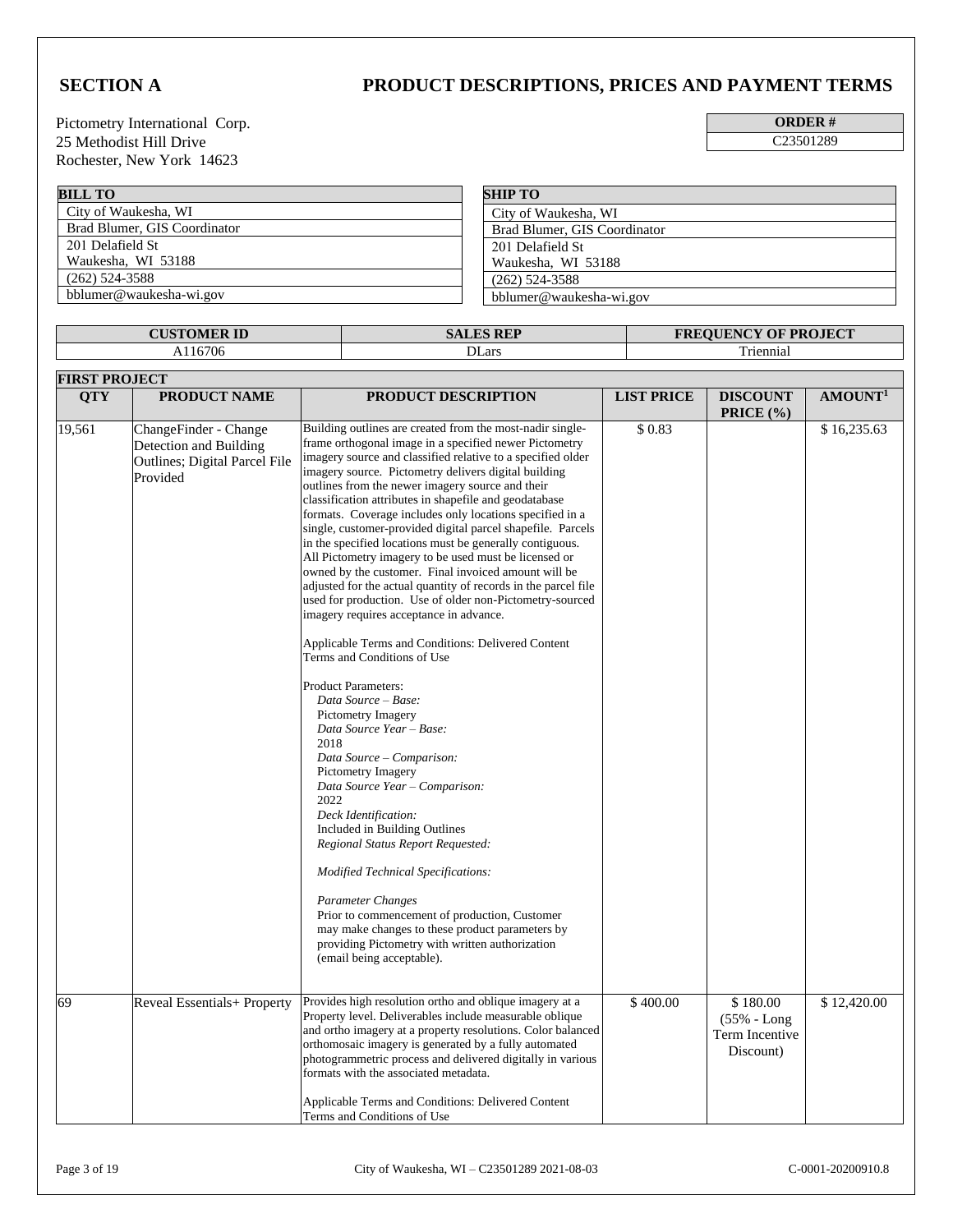## SECTION A

## PRODUCT DESCRIPTIONS, PRICES AND PAYMENT TERMS

Pictometry International Corp.
25 Methodist Hill Drive
Rochester, New York 14623

| ORDER # |
|---|
| C23501289 |

| BILL TO |
|---|
| City of Waukesha, WI |
| Brad Blumer, GIS Coordinator |
| 201 Delafield St<br>Waukesha, WI 53188 |
| (262) 524-3588 |
| bblumer@waukesha-wi.gov |

| SHIP TO |
|---|
| City of Waukesha, WI |
| Brad Blumer, GIS Coordinator |
| 201 Delafield St<br>Waukesha, WI 53188 |
| (262) 524-3588 |
| bblumer@waukesha-wi.gov |

| CUSTOMER ID | SALES REP | FREQUENCY OF PROJECT |
|---|---|---|
| A116706 | DLars | Triennial |

**FIRST PROJECT**

| QTY | PRODUCT NAME | PRODUCT DESCRIPTION | LIST PRICE | DISCOUNT PRICE (%) | AMOUNT[1] |
|---|---|---|---|---|---|
| 19,561 | ChangeFinder - Change Detection and Building Outlines; Digital Parcel File Provided | Building outlines are created from the most-nadir single-frame orthogonal image in a specified newer Pictometry imagery source and classified relative to a specified older imagery source. Pictometry delivers digital building outlines from the newer imagery source and their classification attributes in shapefile and geodatabase formats. Coverage includes only locations specified in a single, customer-provided digital parcel shapefile. Parcels in the specified locations must be generally contiguous. All Pictometry imagery to be used must be licensed or owned by the customer. Final invoiced amount will be adjusted for the actual quantity of records in the parcel file used for production. Use of older non-Pictometry-sourced imagery requires acceptance in advance.<br><br>Applicable Terms and Conditions: Delivered Content Terms and Conditions of Use<br><br>Product Parameters:<br>*Data Source – Base:*<br>Pictometry Imagery<br>*Data Source Year – Base:*<br>2018<br>*Data Source – Comparison:*<br>Pictometry Imagery<br>*Data Source Year – Comparison:*<br>2022<br>*Deck Identification:*<br>Included in Building Outlines<br>*Regional Status Report Requested:*<br><br>*Modified Technical Specifications:*<br><br>*Parameter Changes*<br>Prior to commencement of production, Customer may make changes to these product parameters by providing Pictometry with written authorization (email being acceptable). | $ 0.83 | | $ 16,235.63 |
| 69 | Reveal Essentials+ Property | Provides high resolution ortho and oblique imagery at a Property level. Deliverables include measurable oblique and ortho imagery at a property resolutions. Color balanced orthomosaic imagery is generated by a fully automated photogrammetric process and delivered digitally in various formats with the associated metadata.<br><br>Applicable Terms and Conditions: Delivered Content Terms and Conditions of Use | $ 400.00 | $ 180.00 (55% - Long Term Incentive Discount) | $ 12,420.00 |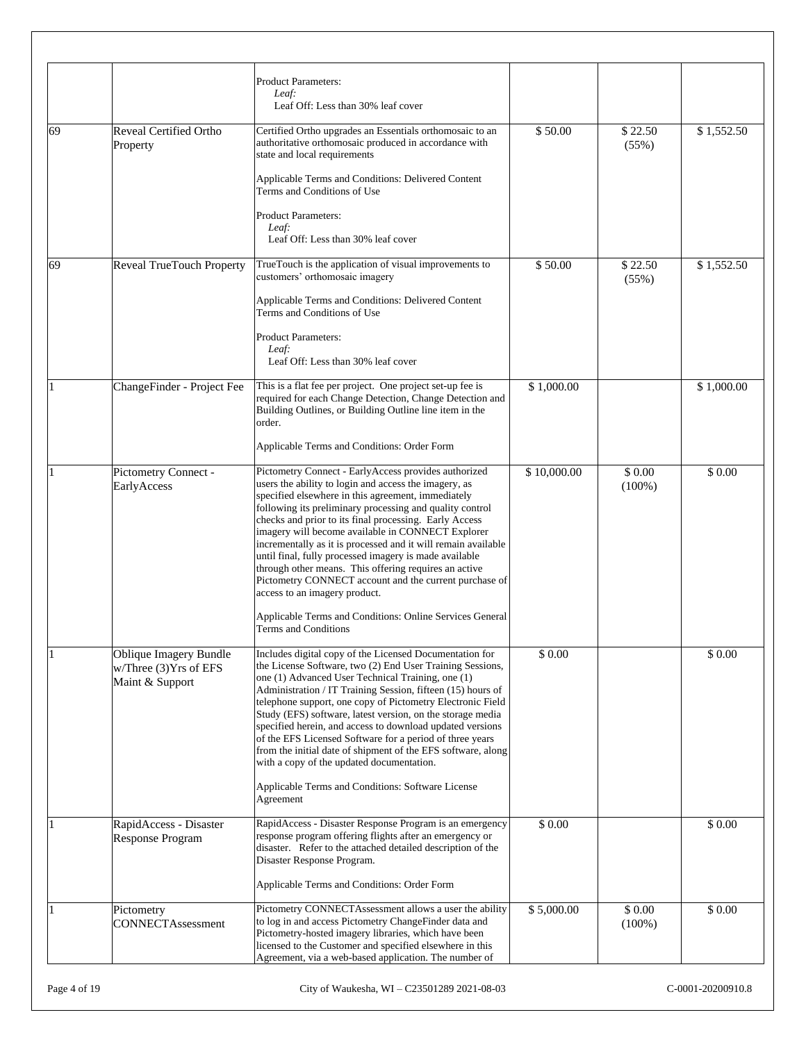| | | | | | |
|---|---|---|---|---|---|
| | | Product Parameters:<br>*Leaf:*<br>Leaf Off: Less than 30% leaf cover | | | |
| 69 | Reveal Certified Ortho Property | Certified Ortho upgrades an Essentials orthomosaic to an authoritative orthomosaic produced in accordance with state and local requirements<br><br>Applicable Terms and Conditions: Delivered Content Terms and Conditions of Use<br><br>Product Parameters:<br>*Leaf:*<br>Leaf Off: Less than 30% leaf cover | $ 50.00 | $ 22.50 (55%) | $ 1,552.50 |
| 69 | Reveal TrueTouch Property | TrueTouch is the application of visual improvements to customers' orthomosaic imagery<br><br>Applicable Terms and Conditions: Delivered Content Terms and Conditions of Use<br><br>Product Parameters:<br>*Leaf:*<br>Leaf Off: Less than 30% leaf cover | $ 50.00 | $ 22.50 (55%) | $ 1,552.50 |
| 1 | ChangeFinder - Project Fee | This is a flat fee per project. One project set-up fee is required for each Change Detection, Change Detection and Building Outlines, or Building Outline line item in the order.<br><br>Applicable Terms and Conditions: Order Form | $ 1,000.00 | | $ 1,000.00 |
| 1 | Pictometry Connect - EarlyAccess | Pictometry Connect - EarlyAccess provides authorized users the ability to login and access the imagery, as specified elsewhere in this agreement, immediately following its preliminary processing and quality control checks and prior to its final processing. Early Access imagery will become available in CONNECT Explorer incrementally as it is processed and it will remain available until final, fully processed imagery is made available through other means. This offering requires an active Pictometry CONNECT account and the current purchase of access to an imagery product.<br><br>Applicable Terms and Conditions: Online Services General Terms and Conditions | $ 10,000.00 | $ 0.00 (100%) | $ 0.00 |
| 1 | Oblique Imagery Bundle w/Three (3)Yrs of EFS Maint & Support | Includes digital copy of the Licensed Documentation for the License Software, two (2) End User Training Sessions, one (1) Advanced User Technical Training, one (1) Administration / IT Training Session, fifteen (15) hours of telephone support, one copy of Pictometry Electronic Field Study (EFS) software, latest version, on the storage media specified herein, and access to download updated versions of the EFS Licensed Software for a period of three years from the initial date of shipment of the EFS software, along with a copy of the updated documentation.<br><br>Applicable Terms and Conditions: Software License Agreement | $ 0.00 | | $ 0.00 |
| 1 | RapidAccess - Disaster Response Program | RapidAccess - Disaster Response Program is an emergency response program offering flights after an emergency or disaster. Refer to the attached detailed description of the Disaster Response Program.<br><br>Applicable Terms and Conditions: Order Form | $ 0.00 | | $ 0.00 |
| 1 | Pictometry CONNECTAssessment | Pictometry CONNECTAssessment allows a user the ability to log in and access Pictometry ChangeFinder data and Pictometry-hosted imagery libraries, which have been licensed to the Customer and specified elsewhere in this Agreement, via a web-based application. The number of | $ 5,000.00 | $ 0.00 (100%) | $ 0.00 |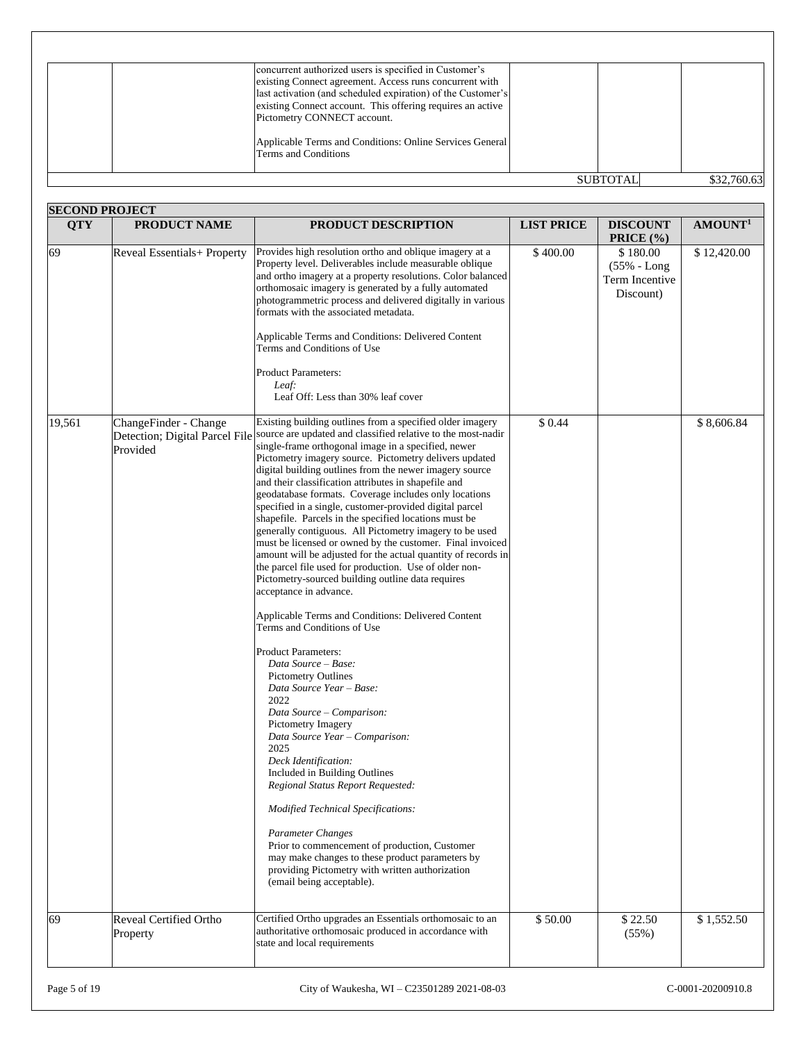| | | | | | |
|---|---|---|---|---|---|
| | | concurrent authorized users is specified in Customer's existing Connect agreement. Access runs concurrent with last activation (and scheduled expiration) of the Customer's existing Connect account. This offering requires an active Pictometry CONNECT account.<br><br>Applicable Terms and Conditions: Online Services General Terms and Conditions | | | |
| | | | | SUBTOTAL | $32,760.63 |

**SECOND PROJECT**

| QTY | PRODUCT NAME | PRODUCT DESCRIPTION | LIST PRICE | DISCOUNT PRICE (%) | AMOUNT[1] |
|---|---|---|---|---|---|
| 69 | Reveal Essentials+ Property | Provides high resolution ortho and oblique imagery at a Property level. Deliverables include measurable oblique and ortho imagery at a property resolutions. Color balanced orthomosaic imagery is generated by a fully automated photogrammetric process and delivered digitally in various formats with the associated metadata.<br><br>Applicable Terms and Conditions: Delivered Content Terms and Conditions of Use<br><br>Product Parameters:<br>*Leaf:*<br>Leaf Off: Less than 30% leaf cover | $ 400.00 | $ 180.00 (55% - Long Term Incentive Discount) | $ 12,420.00 |
| 19,561 | ChangeFinder - Change Detection; Digital Parcel File Provided | Existing building outlines from a specified older imagery source are updated and classified relative to the most-nadir single-frame orthogonal image in a specified, newer Pictometry imagery source. Pictometry delivers updated digital building outlines from the newer imagery source and their classification attributes in shapefile and geodatabase formats. Coverage includes only locations specified in a single, customer-provided digital parcel shapefile. Parcels in the specified locations must be generally contiguous. All Pictometry imagery to be used must be licensed or owned by the customer. Final invoiced amount will be adjusted for the actual quantity of records in the parcel file used for production. Use of older non-Pictometry-sourced building outline data requires acceptance in advance.<br><br>Applicable Terms and Conditions: Delivered Content Terms and Conditions of Use<br><br>Product Parameters:<br>*Data Source – Base:*<br>Pictometry Outlines<br>*Data Source Year – Base:*<br>2022<br>*Data Source – Comparison:*<br>Pictometry Imagery<br>*Data Source Year – Comparison:*<br>2025<br>*Deck Identification:*<br>Included in Building Outlines<br>*Regional Status Report Requested:*<br><br>*Modified Technical Specifications:*<br><br>*Parameter Changes*<br>Prior to commencement of production, Customer may make changes to these product parameters by providing Pictometry with written authorization (email being acceptable). | $ 0.44 | | $ 8,606.84 |
| 69 | Reveal Certified Ortho Property | Certified Ortho upgrades an Essentials orthomosaic to an authoritative orthomosaic produced in accordance with state and local requirements | $ 50.00 | $ 22.50 (55%) | $ 1,552.50 |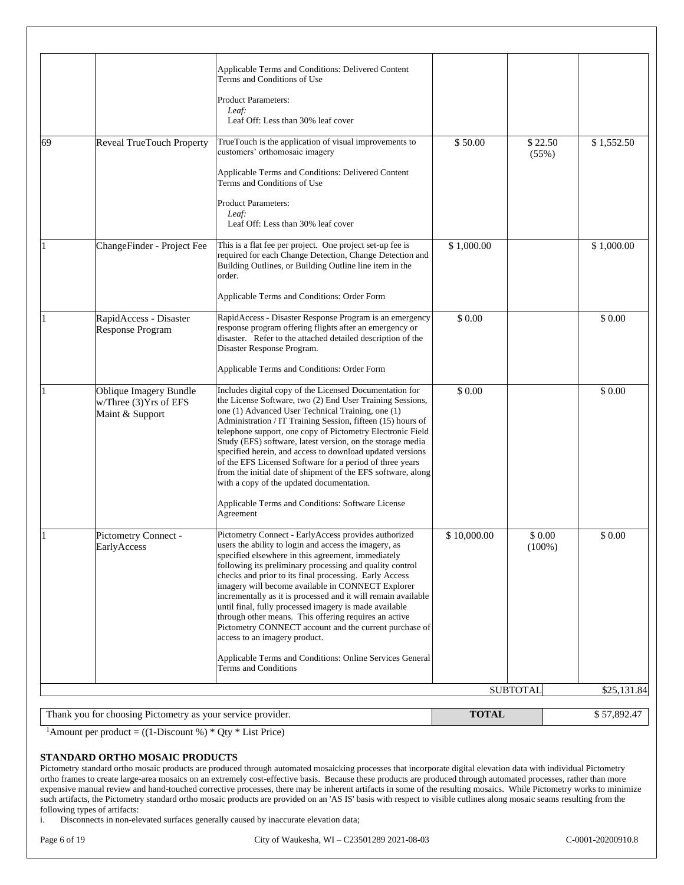| | | | | | |
|---|---|---|---|---|---|
| | | Applicable Terms and Conditions: Delivered Content Terms and Conditions of Use<br><br>Product Parameters:<br>*Leaf:*<br>Leaf Off: Less than 30% leaf cover | | | |
| 69 | Reveal TrueTouch Property | TrueTouch is the application of visual improvements to customers' orthomosaic imagery<br><br>Applicable Terms and Conditions: Delivered Content Terms and Conditions of Use<br><br>Product Parameters:<br>*Leaf:*<br>Leaf Off: Less than 30% leaf cover | $ 50.00 | $ 22.50 (55%) | $ 1,552.50 |
| 1 | ChangeFinder - Project Fee | This is a flat fee per project. One project set-up fee is required for each Change Detection, Change Detection and Building Outlines, or Building Outline line item in the order.<br><br>Applicable Terms and Conditions: Order Form | $ 1,000.00 | | $ 1,000.00 |
| 1 | RapidAccess - Disaster Response Program | RapidAccess - Disaster Response Program is an emergency response program offering flights after an emergency or disaster. Refer to the attached detailed description of the Disaster Response Program.<br><br>Applicable Terms and Conditions: Order Form | $ 0.00 | | $ 0.00 |
| 1 | Oblique Imagery Bundle w/Three (3)Yrs of EFS Maint & Support | Includes digital copy of the Licensed Documentation for the License Software, two (2) End User Training Sessions, one (1) Advanced User Technical Training, one (1) Administration / IT Training Session, fifteen (15) hours of telephone support, one copy of Pictometry Electronic Field Study (EFS) software, latest version, on the storage media specified herein, and access to download updated versions of the EFS Licensed Software for a period of three years from the initial date of shipment of the EFS software, along with a copy of the updated documentation.<br><br>Applicable Terms and Conditions: Software License Agreement | $ 0.00 | | $ 0.00 |
| 1 | Pictometry Connect - EarlyAccess | Pictometry Connect - EarlyAccess provides authorized users the ability to login and access the imagery, as specified elsewhere in this agreement, immediately following its preliminary processing and quality control checks and prior to its final processing. Early Access imagery will become available in CONNECT Explorer incrementally as it is processed and it will remain available until final, fully processed imagery is made available through other means. This offering requires an active Pictometry CONNECT account and the current purchase of access to an imagery product.<br><br>Applicable Terms and Conditions: Online Services General Terms and Conditions | $ 10,000.00 | $ 0.00 (100%) | $ 0.00 |
| | | | | SUBTOTAL | $25,131.84 |

| | | |
|---|---|---|
| Thank you for choosing Pictometry as your service provider. | **TOTAL** | $ 57,892.47 |

[1]Amount per product = ((1-Discount %) * Qty * List Price)

**STANDARD ORTHO MOSAIC PRODUCTS**

Pictometry standard ortho mosaic products are produced through automated mosaicking processes that incorporate digital elevation data with individual Pictometry ortho frames to create large-area mosaics on an extremely cost-effective basis. Because these products are produced through automated processes, rather than more expensive manual review and hand-touched corrective processes, there may be inherent artifacts in some of the resulting mosaics. While Pictometry works to minimize such artifacts, the Pictometry standard ortho mosaic products are provided on an 'AS IS' basis with respect to visible cutlines along mosaic seams resulting from the following types of artifacts:

i. Disconnects in non-elevated surfaces generally caused by inaccurate elevation data;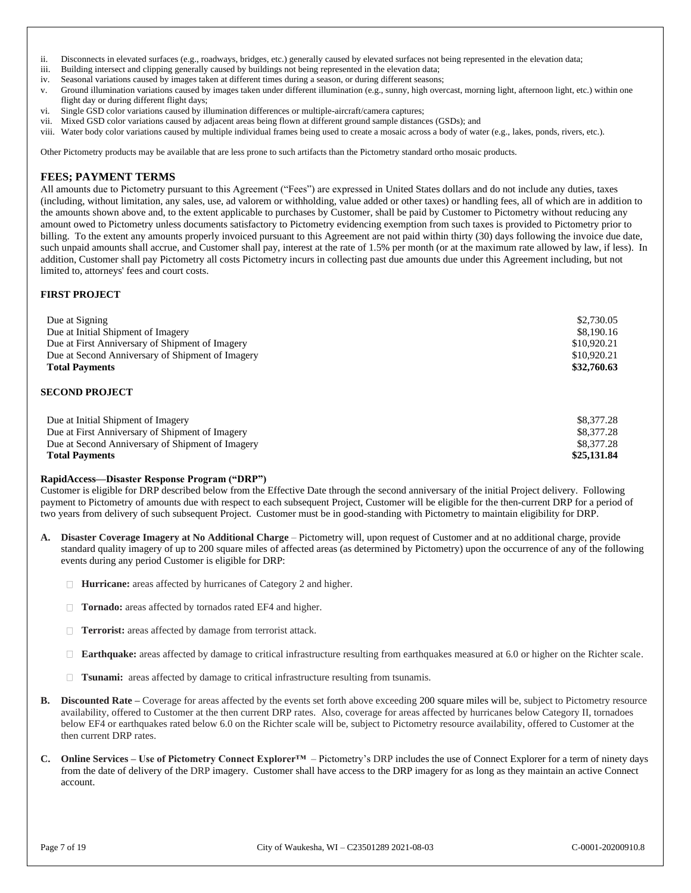ii. Disconnects in elevated surfaces (e.g., roadways, bridges, etc.) generally caused by elevated surfaces not being represented in the elevation data;
iii. Building intersect and clipping generally caused by buildings not being represented in the elevation data;
iv. Seasonal variations caused by images taken at different times during a season, or during different seasons;
v. Ground illumination variations caused by images taken under different illumination (e.g., sunny, high overcast, morning light, afternoon light, etc.) within one flight day or during different flight days;
vi. Single GSD color variations caused by illumination differences or multiple-aircraft/camera captures;
vii. Mixed GSD color variations caused by adjacent areas being flown at different ground sample distances (GSDs); and
viii. Water body color variations caused by multiple individual frames being used to create a mosaic across a body of water (e.g., lakes, ponds, rivers, etc.).

Other Pictometry products may be available that are less prone to such artifacts than the Pictometry standard ortho mosaic products.

## FEES; PAYMENT TERMS

All amounts due to Pictometry pursuant to this Agreement ("Fees") are expressed in United States dollars and do not include any duties, taxes (including, without limitation, any sales, use, ad valorem or withholding, value added or other taxes) or handling fees, all of which are in addition to the amounts shown above and, to the extent applicable to purchases by Customer, shall be paid by Customer to Pictometry without reducing any amount owed to Pictometry unless documents satisfactory to Pictometry evidencing exemption from such taxes is provided to Pictometry prior to billing. To the extent any amounts properly invoiced pursuant to this Agreement are not paid within thirty (30) days following the invoice due date, such unpaid amounts shall accrue, and Customer shall pay, interest at the rate of 1.5% per month (or at the maximum rate allowed by law, if less). In addition, Customer shall pay Pictometry all costs Pictometry incurs in collecting past due amounts due under this Agreement including, but not limited to, attorneys' fees and court costs.

### FIRST PROJECT

| | |
|---|---|
| Due at Signing | $2,730.05 |
| Due at Initial Shipment of Imagery | $8,190.16 |
| Due at First Anniversary of Shipment of Imagery | $10,920.21 |
| Due at Second Anniversary of Shipment of Imagery | $10,920.21 |
| **Total Payments** | **$32,760.63** |

### SECOND PROJECT

| | |
|---|---|
| Due at Initial Shipment of Imagery | $8,377.28 |
| Due at First Anniversary of Shipment of Imagery | $8,377.28 |
| Due at Second Anniversary of Shipment of Imagery | $8,377.28 |
| **Total Payments** | **$25,131.84** |

**RapidAccess—Disaster Response Program ("DRP")**

Customer is eligible for DRP described below from the Effective Date through the second anniversary of the initial Project delivery. Following payment to Pictometry of amounts due with respect to each subsequent Project, Customer will be eligible for the then-current DRP for a period of two years from delivery of such subsequent Project. Customer must be in good-standing with Pictometry to maintain eligibility for DRP.

**A. Disaster Coverage Imagery at No Additional Charge** – Pictometry will, upon request of Customer and at no additional charge, provide standard quality imagery of up to 200 square miles of affected areas (as determined by Pictometry) upon the occurrence of any of the following events during any period Customer is eligible for DRP:

- **Hurricane:** areas affected by hurricanes of Category 2 and higher.
- **Tornado:** areas affected by tornados rated EF4 and higher.
- **Terrorist:** areas affected by damage from terrorist attack.
- **Earthquake:** areas affected by damage to critical infrastructure resulting from earthquakes measured at 6.0 or higher on the Richter scale.
- **Tsunami:** areas affected by damage to critical infrastructure resulting from tsunamis.

**B. Discounted Rate –** Coverage for areas affected by the events set forth above exceeding 200 square miles will be, subject to Pictometry resource availability, offered to Customer at the then current DRP rates. Also, coverage for areas affected by hurricanes below Category II, tornadoes below EF4 or earthquakes rated below 6.0 on the Richter scale will be, subject to Pictometry resource availability, offered to Customer at the then current DRP rates.

**C. Online Services – Use of Pictometry Connect Explorer™** – Pictometry's DRP includes the use of Connect Explorer for a term of ninety days from the date of delivery of the DRP imagery. Customer shall have access to the DRP imagery for as long as they maintain an active Connect account.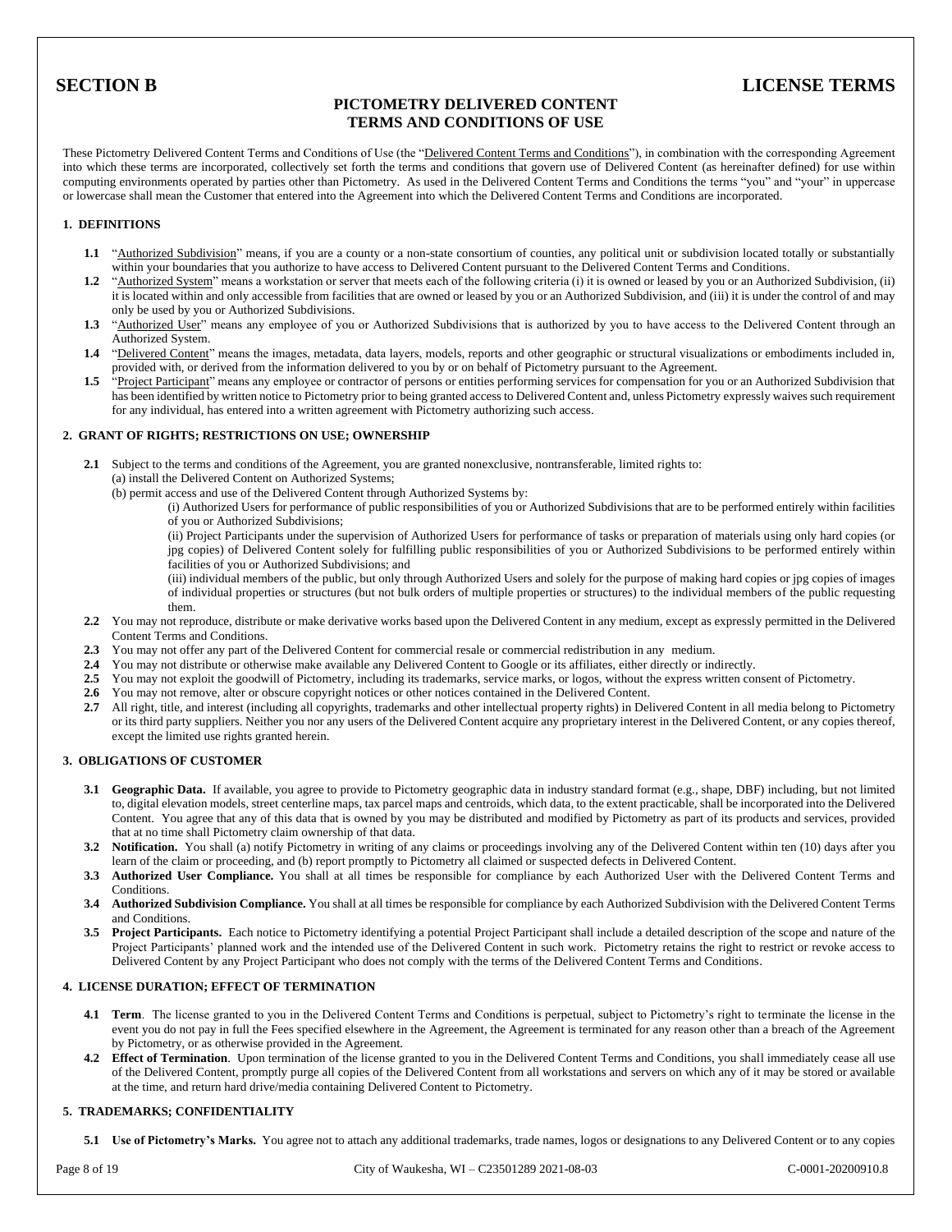# SECTION B — LICENSE TERMS

## PICTOMETRY DELIVERED CONTENT TERMS AND CONDITIONS OF USE

These Pictometry Delivered Content Terms and Conditions of Use (the "Delivered Content Terms and Conditions"), in combination with the corresponding Agreement into which these terms are incorporated, collectively set forth the terms and conditions that govern use of Delivered Content (as hereinafter defined) for use within computing environments operated by parties other than Pictometry. As used in the Delivered Content Terms and Conditions the terms "you" and "your" in uppercase or lowercase shall mean the Customer that entered into the Agreement into which the Delivered Content Terms and Conditions are incorporated.

### 1. DEFINITIONS

**1.1** "Authorized Subdivision" means, if you are a county or a non-state consortium of counties, any political unit or subdivision located totally or substantially within your boundaries that you authorize to have access to Delivered Content pursuant to the Delivered Content Terms and Conditions.

**1.2** "Authorized System" means a workstation or server that meets each of the following criteria (i) it is owned or leased by you or an Authorized Subdivision, (ii) it is located within and only accessible from facilities that are owned or leased by you or an Authorized Subdivision, and (iii) it is under the control of and may only be used by you or Authorized Subdivisions.

**1.3** "Authorized User" means any employee of you or Authorized Subdivisions that is authorized by you to have access to the Delivered Content through an Authorized System.

**1.4** "Delivered Content" means the images, metadata, data layers, models, reports and other geographic or structural visualizations or embodiments included in, provided with, or derived from the information delivered to you by or on behalf of Pictometry pursuant to the Agreement.

**1.5** "Project Participant" means any employee or contractor of persons or entities performing services for compensation for you or an Authorized Subdivision that has been identified by written notice to Pictometry prior to being granted access to Delivered Content and, unless Pictometry expressly waives such requirement for any individual, has entered into a written agreement with Pictometry authorizing such access.

### 2. GRANT OF RIGHTS; RESTRICTIONS ON USE; OWNERSHIP

**2.1** Subject to the terms and conditions of the Agreement, you are granted nonexclusive, nontransferable, limited rights to:

(a) install the Delivered Content on Authorized Systems;

(b) permit access and use of the Delivered Content through Authorized Systems by:

(i) Authorized Users for performance of public responsibilities of you or Authorized Subdivisions that are to be performed entirely within facilities of you or Authorized Subdivisions;

(ii) Project Participants under the supervision of Authorized Users for performance of tasks or preparation of materials using only hard copies (or jpg copies) of Delivered Content solely for fulfilling public responsibilities of you or Authorized Subdivisions to be performed entirely within facilities of you or Authorized Subdivisions; and

(iii) individual members of the public, but only through Authorized Users and solely for the purpose of making hard copies or jpg copies of images of individual properties or structures (but not bulk orders of multiple properties or structures) to the individual members of the public requesting them.

**2.2** You may not reproduce, distribute or make derivative works based upon the Delivered Content in any medium, except as expressly permitted in the Delivered Content Terms and Conditions.

**2.3** You may not offer any part of the Delivered Content for commercial resale or commercial redistribution in any medium.

**2.4** You may not distribute or otherwise make available any Delivered Content to Google or its affiliates, either directly or indirectly.

**2.5** You may not exploit the goodwill of Pictometry, including its trademarks, service marks, or logos, without the express written consent of Pictometry.

**2.6** You may not remove, alter or obscure copyright notices or other notices contained in the Delivered Content.

**2.7** All right, title, and interest (including all copyrights, trademarks and other intellectual property rights) in Delivered Content in all media belong to Pictometry or its third party suppliers. Neither you nor any users of the Delivered Content acquire any proprietary interest in the Delivered Content, or any copies thereof, except the limited use rights granted herein.

### 3. OBLIGATIONS OF CUSTOMER

**3.1 Geographic Data.** If available, you agree to provide to Pictometry geographic data in industry standard format (e.g., shape, DBF) including, but not limited to, digital elevation models, street centerline maps, tax parcel maps and centroids, which data, to the extent practicable, shall be incorporated into the Delivered Content. You agree that any of this data that is owned by you may be distributed and modified by Pictometry as part of its products and services, provided that at no time shall Pictometry claim ownership of that data.

**3.2 Notification.** You shall (a) notify Pictometry in writing of any claims or proceedings involving any of the Delivered Content within ten (10) days after you learn of the claim or proceeding, and (b) report promptly to Pictometry all claimed or suspected defects in Delivered Content.

**3.3 Authorized User Compliance.** You shall at all times be responsible for compliance by each Authorized User with the Delivered Content Terms and Conditions.

**3.4 Authorized Subdivision Compliance.** You shall at all times be responsible for compliance by each Authorized Subdivision with the Delivered Content Terms and Conditions.

**3.5 Project Participants.** Each notice to Pictometry identifying a potential Project Participant shall include a detailed description of the scope and nature of the Project Participants' planned work and the intended use of the Delivered Content in such work. Pictometry retains the right to restrict or revoke access to Delivered Content by any Project Participant who does not comply with the terms of the Delivered Content Terms and Conditions.

### 4. LICENSE DURATION; EFFECT OF TERMINATION

**4.1 Term**. The license granted to you in the Delivered Content Terms and Conditions is perpetual, subject to Pictometry's right to terminate the license in the event you do not pay in full the Fees specified elsewhere in the Agreement, the Agreement is terminated for any reason other than a breach of the Agreement by Pictometry, or as otherwise provided in the Agreement.

**4.2 Effect of Termination**. Upon termination of the license granted to you in the Delivered Content Terms and Conditions, you shall immediately cease all use of the Delivered Content, promptly purge all copies of the Delivered Content from all workstations and servers on which any of it may be stored or available at the time, and return hard drive/media containing Delivered Content to Pictometry.

### 5. TRADEMARKS; CONFIDENTIALITY

**5.1 Use of Pictometry's Marks.** You agree not to attach any additional trademarks, trade names, logos or designations to any Delivered Content or to any copies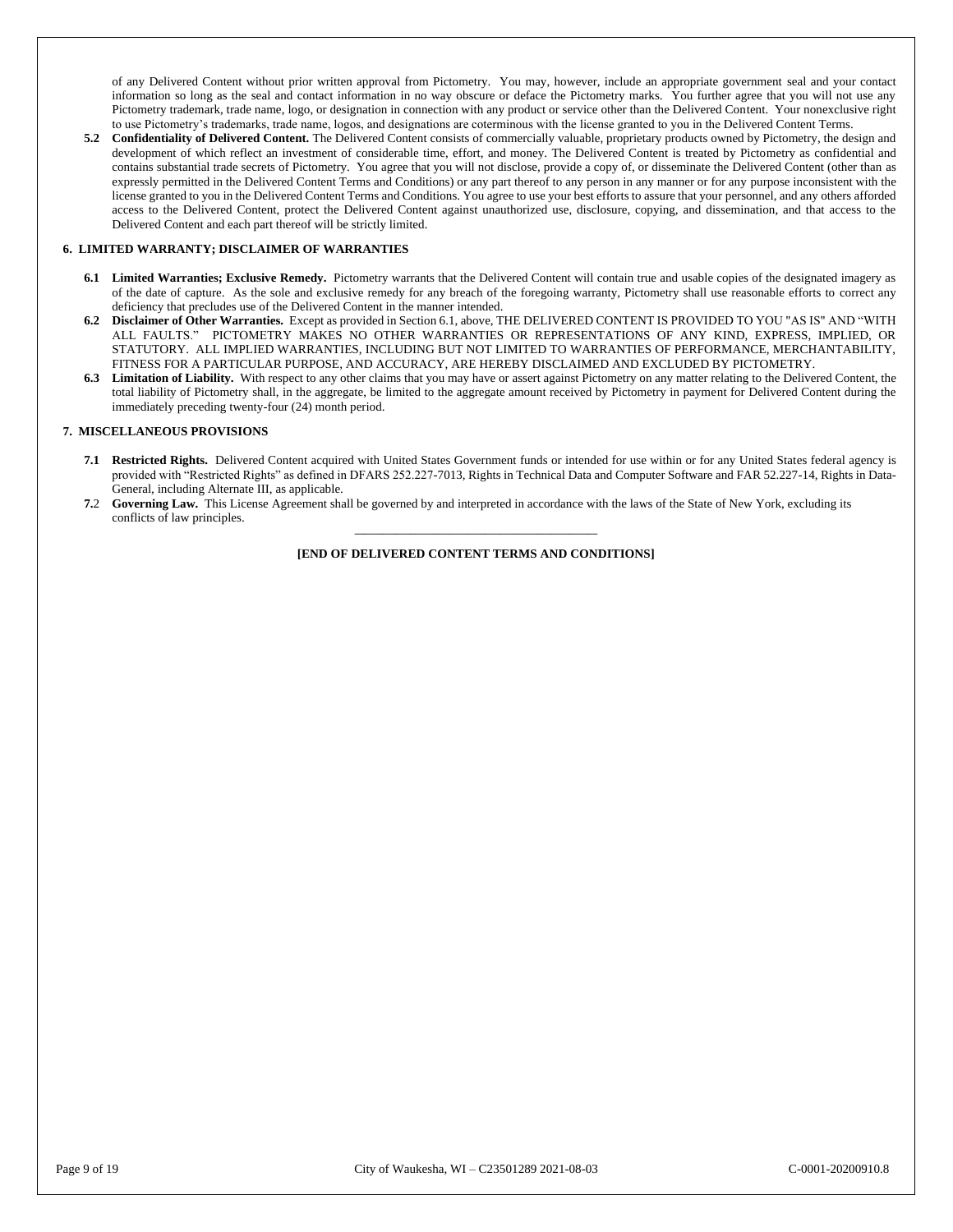of any Delivered Content without prior written approval from Pictometry. You may, however, include an appropriate government seal and your contact information so long as the seal and contact information in no way obscure or deface the Pictometry marks. You further agree that you will not use any Pictometry trademark, trade name, logo, or designation in connection with any product or service other than the Delivered Content. Your nonexclusive right to use Pictometry's trademarks, trade name, logos, and designations are coterminous with the license granted to you in the Delivered Content Terms.

**5.2 Confidentiality of Delivered Content.** The Delivered Content consists of commercially valuable, proprietary products owned by Pictometry, the design and development of which reflect an investment of considerable time, effort, and money. The Delivered Content is treated by Pictometry as confidential and contains substantial trade secrets of Pictometry. You agree that you will not disclose, provide a copy of, or disseminate the Delivered Content (other than as expressly permitted in the Delivered Content Terms and Conditions) or any part thereof to any person in any manner or for any purpose inconsistent with the license granted to you in the Delivered Content Terms and Conditions. You agree to use your best efforts to assure that your personnel, and any others afforded access to the Delivered Content, protect the Delivered Content against unauthorized use, disclosure, copying, and dissemination, and that access to the Delivered Content and each part thereof will be strictly limited.

**6. LIMITED WARRANTY; DISCLAIMER OF WARRANTIES**

**6.1 Limited Warranties; Exclusive Remedy.** Pictometry warrants that the Delivered Content will contain true and usable copies of the designated imagery as of the date of capture. As the sole and exclusive remedy for any breach of the foregoing warranty, Pictometry shall use reasonable efforts to correct any deficiency that precludes use of the Delivered Content in the manner intended.

**6.2 Disclaimer of Other Warranties.** Except as provided in Section 6.1, above, THE DELIVERED CONTENT IS PROVIDED TO YOU "AS IS" AND "WITH ALL FAULTS." PICTOMETRY MAKES NO OTHER WARRANTIES OR REPRESENTATIONS OF ANY KIND, EXPRESS, IMPLIED, OR STATUTORY. ALL IMPLIED WARRANTIES, INCLUDING BUT NOT LIMITED TO WARRANTIES OF PERFORMANCE, MERCHANTABILITY, FITNESS FOR A PARTICULAR PURPOSE, AND ACCURACY, ARE HEREBY DISCLAIMED AND EXCLUDED BY PICTOMETRY.

**6.3 Limitation of Liability.** With respect to any other claims that you may have or assert against Pictometry on any matter relating to the Delivered Content, the total liability of Pictometry shall, in the aggregate, be limited to the aggregate amount received by Pictometry in payment for Delivered Content during the immediately preceding twenty-four (24) month period.

**7. MISCELLANEOUS PROVISIONS**

**7.1 Restricted Rights.** Delivered Content acquired with United States Government funds or intended for use within or for any United States federal agency is provided with "Restricted Rights" as defined in DFARS 252.227-7013, Rights in Technical Data and Computer Software and FAR 52.227-14, Rights in Data-General, including Alternate III, as applicable.

**7.2 Governing Law.** This License Agreement shall be governed by and interpreted in accordance with the laws of the State of New York, excluding its conflicts of law principles.

---

**[END OF DELIVERED CONTENT TERMS AND CONDITIONS]**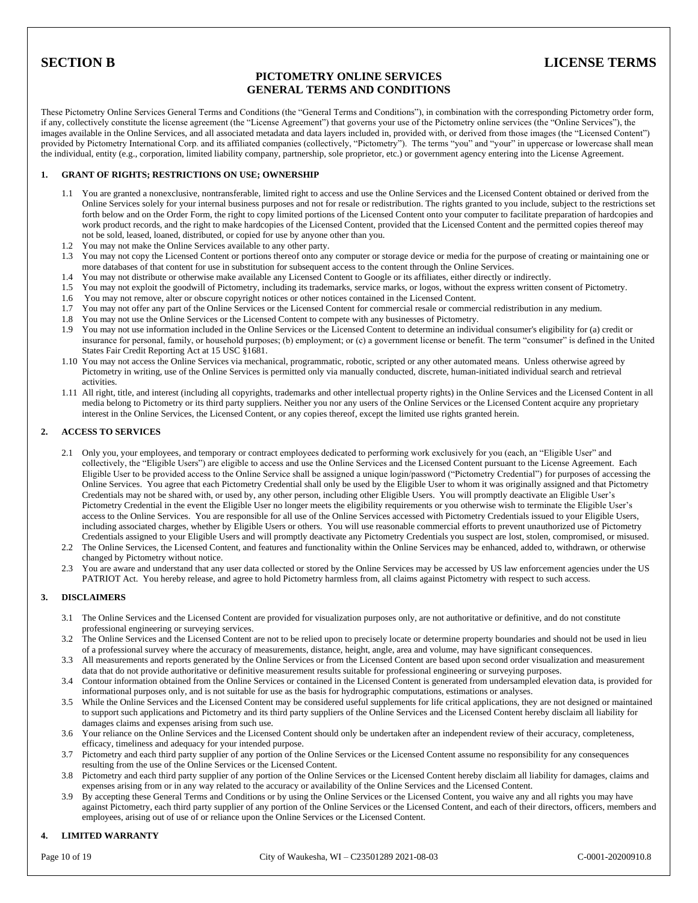**SECTION B** **LICENSE TERMS**

## PICTOMETRY ONLINE SERVICES GENERAL TERMS AND CONDITIONS

These Pictometry Online Services General Terms and Conditions (the "General Terms and Conditions"), in combination with the corresponding Pictometry order form, if any, collectively constitute the license agreement (the "License Agreement") that governs your use of the Pictometry online services (the "Online Services"), the images available in the Online Services, and all associated metadata and data layers included in, provided with, or derived from those images (the "Licensed Content") provided by Pictometry International Corp. and its affiliated companies (collectively, "Pictometry"). The terms "you" and "your" in uppercase or lowercase shall mean the individual, entity (e.g., corporation, limited liability company, partnership, sole proprietor, etc.) or government agency entering into the License Agreement.

### 1. GRANT OF RIGHTS; RESTRICTIONS ON USE; OWNERSHIP

1.1 You are granted a nonexclusive, nontransferable, limited right to access and use the Online Services and the Licensed Content obtained or derived from the Online Services solely for your internal business purposes and not for resale or redistribution. The rights granted to you include, subject to the restrictions set forth below and on the Order Form, the right to copy limited portions of the Licensed Content onto your computer to facilitate preparation of hardcopies and work product records, and the right to make hardcopies of the Licensed Content, provided that the Licensed Content and the permitted copies thereof may not be sold, leased, loaned, distributed, or copied for use by anyone other than you.

1.2 You may not make the Online Services available to any other party.

1.3 You may not copy the Licensed Content or portions thereof onto any computer or storage device or media for the purpose of creating or maintaining one or more databases of that content for use in substitution for subsequent access to the content through the Online Services.

1.4 You may not distribute or otherwise make available any Licensed Content to Google or its affiliates, either directly or indirectly.

1.5 You may not exploit the goodwill of Pictometry, including its trademarks, service marks, or logos, without the express written consent of Pictometry.

1.6 You may not remove, alter or obscure copyright notices or other notices contained in the Licensed Content.

1.7 You may not offer any part of the Online Services or the Licensed Content for commercial resale or commercial redistribution in any medium.

1.8 You may not use the Online Services or the Licensed Content to compete with any businesses of Pictometry.

1.9 You may not use information included in the Online Services or the Licensed Content to determine an individual consumer's eligibility for (a) credit or insurance for personal, family, or household purposes; (b) employment; or (c) a government license or benefit. The term "consumer" is defined in the United States Fair Credit Reporting Act at 15 USC §1681.

1.10 You may not access the Online Services via mechanical, programmatic, robotic, scripted or any other automated means. Unless otherwise agreed by Pictometry in writing, use of the Online Services is permitted only via manually conducted, discrete, human-initiated individual search and retrieval activities.

1.11 All right, title, and interest (including all copyrights, trademarks and other intellectual property rights) in the Online Services and the Licensed Content in all media belong to Pictometry or its third party suppliers. Neither you nor any users of the Online Services or the Licensed Content acquire any proprietary interest in the Online Services, the Licensed Content, or any copies thereof, except the limited use rights granted herein.

### 2. ACCESS TO SERVICES

2.1 Only you, your employees, and temporary or contract employees dedicated to performing work exclusively for you (each, an "Eligible User" and collectively, the "Eligible Users") are eligible to access and use the Online Services and the Licensed Content pursuant to the License Agreement. Each Eligible User to be provided access to the Online Service shall be assigned a unique login/password ("Pictometry Credential") for purposes of accessing the Online Services. You agree that each Pictometry Credential shall only be used by the Eligible User to whom it was originally assigned and that Pictometry Credentials may not be shared with, or used by, any other person, including other Eligible Users. You will promptly deactivate an Eligible User's Pictometry Credential in the event the Eligible User no longer meets the eligibility requirements or you otherwise wish to terminate the Eligible User's access to the Online Services. You are responsible for all use of the Online Services accessed with Pictometry Credentials issued to your Eligible Users, including associated charges, whether by Eligible Users or others. You will use reasonable commercial efforts to prevent unauthorized use of Pictometry Credentials assigned to your Eligible Users and will promptly deactivate any Pictometry Credentials you suspect are lost, stolen, compromised, or misused.

2.2 The Online Services, the Licensed Content, and features and functionality within the Online Services may be enhanced, added to, withdrawn, or otherwise changed by Pictometry without notice.

2.3 You are aware and understand that any user data collected or stored by the Online Services may be accessed by US law enforcement agencies under the US PATRIOT Act. You hereby release, and agree to hold Pictometry harmless from, all claims against Pictometry with respect to such access.

### 3. DISCLAIMERS

3.1 The Online Services and the Licensed Content are provided for visualization purposes only, are not authoritative or definitive, and do not constitute professional engineering or surveying services.

3.2 The Online Services and the Licensed Content are not to be relied upon to precisely locate or determine property boundaries and should not be used in lieu of a professional survey where the accuracy of measurements, distance, height, angle, area and volume, may have significant consequences.

3.3 All measurements and reports generated by the Online Services or from the Licensed Content are based upon second order visualization and measurement data that do not provide authoritative or definitive measurement results suitable for professional engineering or surveying purposes.

3.4 Contour information obtained from the Online Services or contained in the Licensed Content is generated from undersampled elevation data, is provided for informational purposes only, and is not suitable for use as the basis for hydrographic computations, estimations or analyses.

3.5 While the Online Services and the Licensed Content may be considered useful supplements for life critical applications, they are not designed or maintained to support such applications and Pictometry and its third party suppliers of the Online Services and the Licensed Content hereby disclaim all liability for damages claims and expenses arising from such use.

3.6 Your reliance on the Online Services and the Licensed Content should only be undertaken after an independent review of their accuracy, completeness, efficacy, timeliness and adequacy for your intended purpose.

3.7 Pictometry and each third party supplier of any portion of the Online Services or the Licensed Content assume no responsibility for any consequences resulting from the use of the Online Services or the Licensed Content.

3.8 Pictometry and each third party supplier of any portion of the Online Services or the Licensed Content hereby disclaim all liability for damages, claims and expenses arising from or in any way related to the accuracy or availability of the Online Services and the Licensed Content.

3.9 By accepting these General Terms and Conditions or by using the Online Services or the Licensed Content, you waive any and all rights you may have against Pictometry, each third party supplier of any portion of the Online Services or the Licensed Content, and each of their directors, officers, members and employees, arising out of use of or reliance upon the Online Services or the Licensed Content.

### 4. LIMITED WARRANTY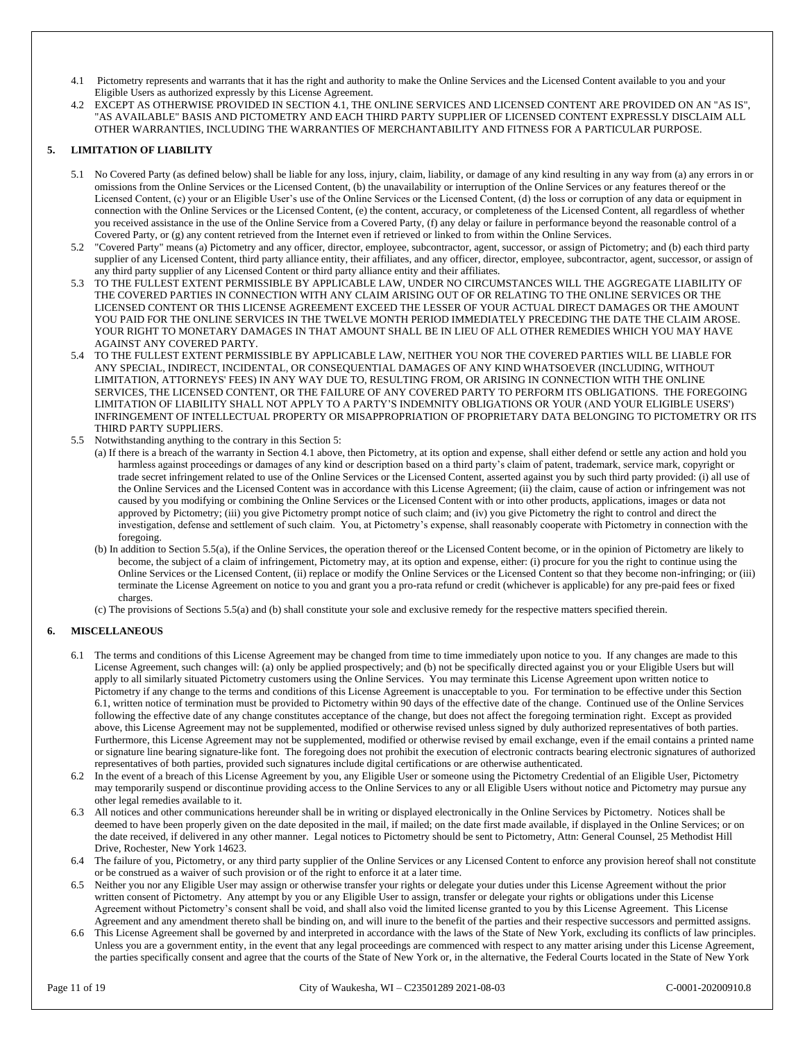4.1 Pictometry represents and warrants that it has the right and authority to make the Online Services and the Licensed Content available to you and your Eligible Users as authorized expressly by this License Agreement.

4.2 EXCEPT AS OTHERWISE PROVIDED IN SECTION 4.1, THE ONLINE SERVICES AND LICENSED CONTENT ARE PROVIDED ON AN "AS IS", "AS AVAILABLE" BASIS AND PICTOMETRY AND EACH THIRD PARTY SUPPLIER OF LICENSED CONTENT EXPRESSLY DISCLAIM ALL OTHER WARRANTIES, INCLUDING THE WARRANTIES OF MERCHANTABILITY AND FITNESS FOR A PARTICULAR PURPOSE.

## 5. LIMITATION OF LIABILITY

5.1 No Covered Party (as defined below) shall be liable for any loss, injury, claim, liability, or damage of any kind resulting in any way from (a) any errors in or omissions from the Online Services or the Licensed Content, (b) the unavailability or interruption of the Online Services or any features thereof or the Licensed Content, (c) your or an Eligible User's use of the Online Services or the Licensed Content, (d) the loss or corruption of any data or equipment in connection with the Online Services or the Licensed Content, (e) the content, accuracy, or completeness of the Licensed Content, all regardless of whether you received assistance in the use of the Online Service from a Covered Party, (f) any delay or failure in performance beyond the reasonable control of a Covered Party, or (g) any content retrieved from the Internet even if retrieved or linked to from within the Online Services.

5.2 "Covered Party" means (a) Pictometry and any officer, director, employee, subcontractor, agent, successor, or assign of Pictometry; and (b) each third party supplier of any Licensed Content, third party alliance entity, their affiliates, and any officer, director, employee, subcontractor, agent, successor, or assign of any third party supplier of any Licensed Content or third party alliance entity and their affiliates.

5.3 TO THE FULLEST EXTENT PERMISSIBLE BY APPLICABLE LAW, UNDER NO CIRCUMSTANCES WILL THE AGGREGATE LIABILITY OF THE COVERED PARTIES IN CONNECTION WITH ANY CLAIM ARISING OUT OF OR RELATING TO THE ONLINE SERVICES OR THE LICENSED CONTENT OR THIS LICENSE AGREEMENT EXCEED THE LESSER OF YOUR ACTUAL DIRECT DAMAGES OR THE AMOUNT YOU PAID FOR THE ONLINE SERVICES IN THE TWELVE MONTH PERIOD IMMEDIATELY PRECEDING THE DATE THE CLAIM AROSE. YOUR RIGHT TO MONETARY DAMAGES IN THAT AMOUNT SHALL BE IN LIEU OF ALL OTHER REMEDIES WHICH YOU MAY HAVE AGAINST ANY COVERED PARTY.

5.4 TO THE FULLEST EXTENT PERMISSIBLE BY APPLICABLE LAW, NEITHER YOU NOR THE COVERED PARTIES WILL BE LIABLE FOR ANY SPECIAL, INDIRECT, INCIDENTAL, OR CONSEQUENTIAL DAMAGES OF ANY KIND WHATSOEVER (INCLUDING, WITHOUT LIMITATION, ATTORNEYS' FEES) IN ANY WAY DUE TO, RESULTING FROM, OR ARISING IN CONNECTION WITH THE ONLINE SERVICES, THE LICENSED CONTENT, OR THE FAILURE OF ANY COVERED PARTY TO PERFORM ITS OBLIGATIONS. THE FOREGOING LIMITATION OF LIABILITY SHALL NOT APPLY TO A PARTY'S INDEMNITY OBLIGATIONS OR YOUR (AND YOUR ELIGIBLE USERS') INFRINGEMENT OF INTELLECTUAL PROPERTY OR MISAPPROPRIATION OF PROPRIETARY DATA BELONGING TO PICTOMETRY OR ITS THIRD PARTY SUPPLIERS.

5.5 Notwithstanding anything to the contrary in this Section 5:

(a) If there is a breach of the warranty in Section 4.1 above, then Pictometry, at its option and expense, shall either defend or settle any action and hold you harmless against proceedings or damages of any kind or description based on a third party's claim of patent, trademark, service mark, copyright or trade secret infringement related to use of the Online Services or the Licensed Content, asserted against you by such third party provided: (i) all use of the Online Services and the Licensed Content was in accordance with this License Agreement; (ii) the claim, cause of action or infringement was not caused by you modifying or combining the Online Services or the Licensed Content with or into other products, applications, images or data not approved by Pictometry; (iii) you give Pictometry prompt notice of such claim; and (iv) you give Pictometry the right to control and direct the investigation, defense and settlement of such claim. You, at Pictometry's expense, shall reasonably cooperate with Pictometry in connection with the foregoing.

(b) In addition to Section 5.5(a), if the Online Services, the operation thereof or the Licensed Content become, or in the opinion of Pictometry are likely to become, the subject of a claim of infringement, Pictometry may, at its option and expense, either: (i) procure for you the right to continue using the Online Services or the Licensed Content, (ii) replace or modify the Online Services or the Licensed Content so that they become non-infringing; or (iii) terminate the License Agreement on notice to you and grant you a pro-rata refund or credit (whichever is applicable) for any pre-paid fees or fixed charges.

(c) The provisions of Sections 5.5(a) and (b) shall constitute your sole and exclusive remedy for the respective matters specified therein.

## 6. MISCELLANEOUS

6.1 The terms and conditions of this License Agreement may be changed from time to time immediately upon notice to you. If any changes are made to this License Agreement, such changes will: (a) only be applied prospectively; and (b) not be specifically directed against you or your Eligible Users but will apply to all similarly situated Pictometry customers using the Online Services. You may terminate this License Agreement upon written notice to Pictometry if any change to the terms and conditions of this License Agreement is unacceptable to you. For termination to be effective under this Section 6.1, written notice of termination must be provided to Pictometry within 90 days of the effective date of the change. Continued use of the Online Services following the effective date of any change constitutes acceptance of the change, but does not affect the foregoing termination right. Except as provided above, this License Agreement may not be supplemented, modified or otherwise revised unless signed by duly authorized representatives of both parties. Furthermore, this License Agreement may not be supplemented, modified or otherwise revised by email exchange, even if the email contains a printed name or signature line bearing signature-like font. The foregoing does not prohibit the execution of electronic contracts bearing electronic signatures of authorized representatives of both parties, provided such signatures include digital certifications or are otherwise authenticated.

6.2 In the event of a breach of this License Agreement by you, any Eligible User or someone using the Pictometry Credential of an Eligible User, Pictometry may temporarily suspend or discontinue providing access to the Online Services to any or all Eligible Users without notice and Pictometry may pursue any other legal remedies available to it.

6.3 All notices and other communications hereunder shall be in writing or displayed electronically in the Online Services by Pictometry. Notices shall be deemed to have been properly given on the date deposited in the mail, if mailed; on the date first made available, if displayed in the Online Services; or on the date received, if delivered in any other manner. Legal notices to Pictometry should be sent to Pictometry, Attn: General Counsel, 25 Methodist Hill Drive, Rochester, New York 14623.

6.4 The failure of you, Pictometry, or any third party supplier of the Online Services or any Licensed Content to enforce any provision hereof shall not constitute or be construed as a waiver of such provision or of the right to enforce it at a later time.

6.5 Neither you nor any Eligible User may assign or otherwise transfer your rights or delegate your duties under this License Agreement without the prior written consent of Pictometry. Any attempt by you or any Eligible User to assign, transfer or delegate your rights or obligations under this License Agreement without Pictometry's consent shall be void, and shall also void the limited license granted to you by this License Agreement. This License Agreement and any amendment thereto shall be binding on, and will inure to the benefit of the parties and their respective successors and permitted assigns.

6.6 This License Agreement shall be governed by and interpreted in accordance with the laws of the State of New York, excluding its conflicts of law principles. Unless you are a government entity, in the event that any legal proceedings are commenced with respect to any matter arising under this License Agreement, the parties specifically consent and agree that the courts of the State of New York or, in the alternative, the Federal Courts located in the State of New York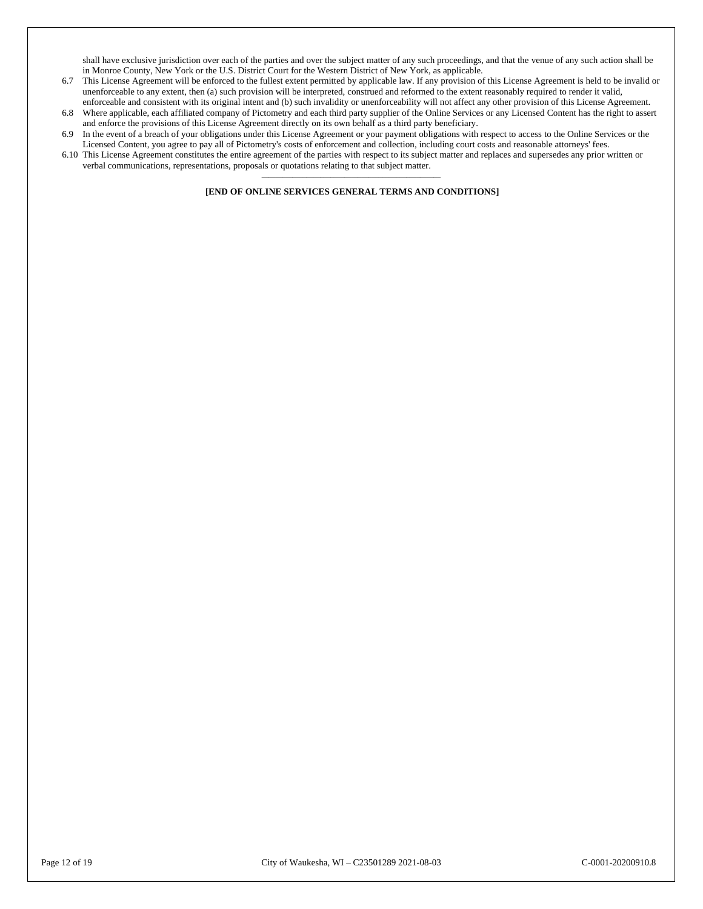shall have exclusive jurisdiction over each of the parties and over the subject matter of any such proceedings, and that the venue of any such action shall be in Monroe County, New York or the U.S. District Court for the Western District of New York, as applicable.

6.7 This License Agreement will be enforced to the fullest extent permitted by applicable law. If any provision of this License Agreement is held to be invalid or unenforceable to any extent, then (a) such provision will be interpreted, construed and reformed to the extent reasonably required to render it valid, enforceable and consistent with its original intent and (b) such invalidity or unenforceability will not affect any other provision of this License Agreement.

6.8 Where applicable, each affiliated company of Pictometry and each third party supplier of the Online Services or any Licensed Content has the right to assert and enforce the provisions of this License Agreement directly on its own behalf as a third party beneficiary.

6.9 In the event of a breach of your obligations under this License Agreement or your payment obligations with respect to access to the Online Services or the Licensed Content, you agree to pay all of Pictometry's costs of enforcement and collection, including court costs and reasonable attorneys' fees.

6.10 This License Agreement constitutes the entire agreement of the parties with respect to its subject matter and replaces and supersedes any prior written or verbal communications, representations, proposals or quotations relating to that subject matter.

---

**[END OF ONLINE SERVICES GENERAL TERMS AND CONDITIONS]**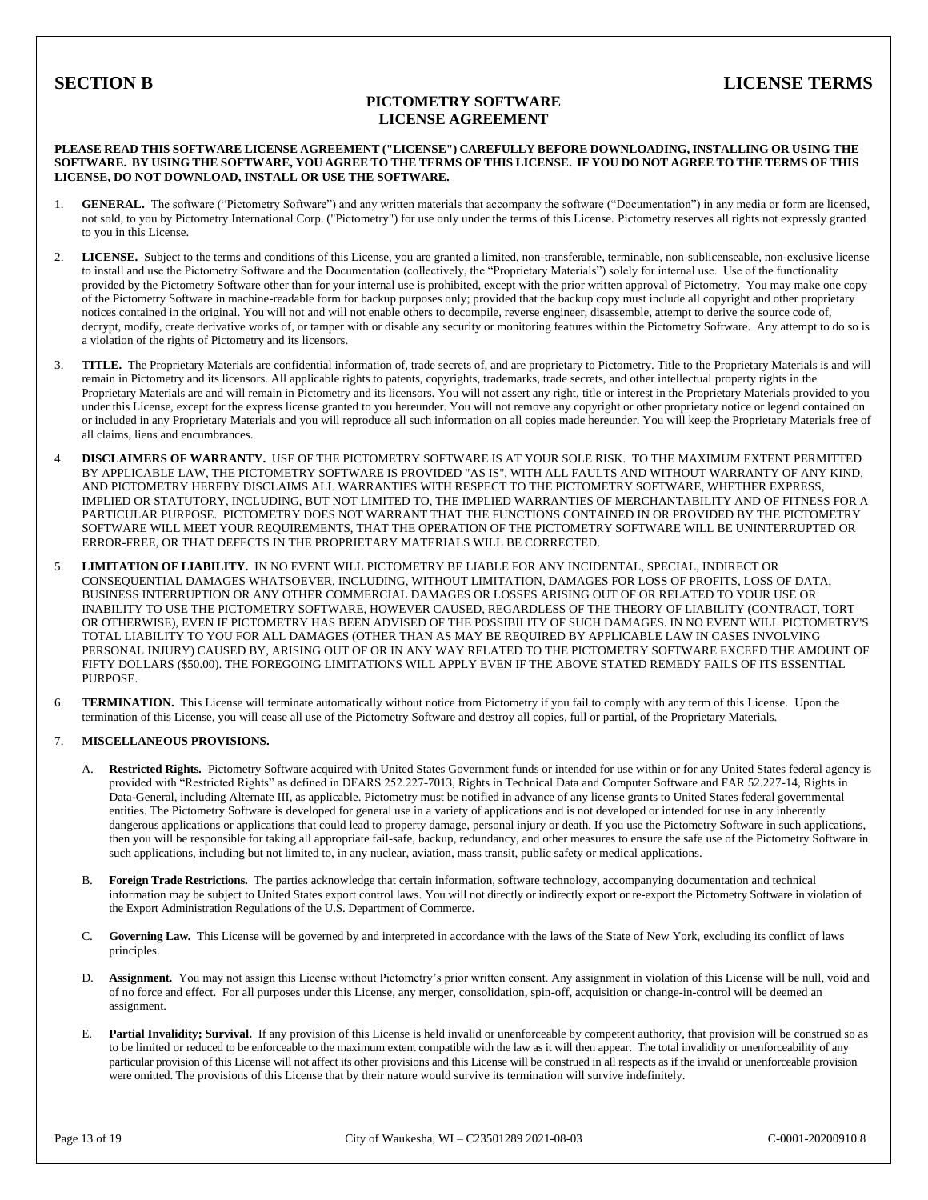**SECTION B** **LICENSE TERMS**

## PICTOMETRY SOFTWARE LICENSE AGREEMENT

**PLEASE READ THIS SOFTWARE LICENSE AGREEMENT ("LICENSE") CAREFULLY BEFORE DOWNLOADING, INSTALLING OR USING THE SOFTWARE. BY USING THE SOFTWARE, YOU AGREE TO THE TERMS OF THIS LICENSE. IF YOU DO NOT AGREE TO THE TERMS OF THIS LICENSE, DO NOT DOWNLOAD, INSTALL OR USE THE SOFTWARE.**

1. **GENERAL.** The software ("Pictometry Software") and any written materials that accompany the software ("Documentation") in any media or form are licensed, not sold, to you by Pictometry International Corp. ("Pictometry") for use only under the terms of this License. Pictometry reserves all rights not expressly granted to you in this License.

2. **LICENSE.** Subject to the terms and conditions of this License, you are granted a limited, non-transferable, terminable, non-sublicenseable, non-exclusive license to install and use the Pictometry Software and the Documentation (collectively, the "Proprietary Materials") solely for internal use. Use of the functionality provided by the Pictometry Software other than for your internal use is prohibited, except with the prior written approval of Pictometry. You may make one copy of the Pictometry Software in machine-readable form for backup purposes only; provided that the backup copy must include all copyright and other proprietary notices contained in the original. You will not and will not enable others to decompile, reverse engineer, disassemble, attempt to derive the source code of, decrypt, modify, create derivative works of, or tamper with or disable any security or monitoring features within the Pictometry Software. Any attempt to do so is a violation of the rights of Pictometry and its licensors.

3. **TITLE.** The Proprietary Materials are confidential information of, trade secrets of, and are proprietary to Pictometry. Title to the Proprietary Materials is and will remain in Pictometry and its licensors. All applicable rights to patents, copyrights, trademarks, trade secrets, and other intellectual property rights in the Proprietary Materials are and will remain in Pictometry and its licensors. You will not assert any right, title or interest in the Proprietary Materials provided to you under this License, except for the express license granted to you hereunder. You will not remove any copyright or other proprietary notice or legend contained on or included in any Proprietary Materials and you will reproduce all such information on all copies made hereunder. You will keep the Proprietary Materials free of all claims, liens and encumbrances.

4. **DISCLAIMERS OF WARRANTY.** USE OF THE PICTOMETRY SOFTWARE IS AT YOUR SOLE RISK. TO THE MAXIMUM EXTENT PERMITTED BY APPLICABLE LAW, THE PICTOMETRY SOFTWARE IS PROVIDED "AS IS", WITH ALL FAULTS AND WITHOUT WARRANTY OF ANY KIND, AND PICTOMETRY HEREBY DISCLAIMS ALL WARRANTIES WITH RESPECT TO THE PICTOMETRY SOFTWARE, WHETHER EXPRESS, IMPLIED OR STATUTORY, INCLUDING, BUT NOT LIMITED TO, THE IMPLIED WARRANTIES OF MERCHANTABILITY AND OF FITNESS FOR A PARTICULAR PURPOSE. PICTOMETRY DOES NOT WARRANT THAT THE FUNCTIONS CONTAINED IN OR PROVIDED BY THE PICTOMETRY SOFTWARE WILL MEET YOUR REQUIREMENTS, THAT THE OPERATION OF THE PICTOMETRY SOFTWARE WILL BE UNINTERRUPTED OR ERROR-FREE, OR THAT DEFECTS IN THE PROPRIETARY MATERIALS WILL BE CORRECTED.

5. **LIMITATION OF LIABILITY.** IN NO EVENT WILL PICTOMETRY BE LIABLE FOR ANY INCIDENTAL, SPECIAL, INDIRECT OR CONSEQUENTIAL DAMAGES WHATSOEVER, INCLUDING, WITHOUT LIMITATION, DAMAGES FOR LOSS OF PROFITS, LOSS OF DATA, BUSINESS INTERRUPTION OR ANY OTHER COMMERCIAL DAMAGES OR LOSSES ARISING OUT OF OR RELATED TO YOUR USE OR INABILITY TO USE THE PICTOMETRY SOFTWARE, HOWEVER CAUSED, REGARDLESS OF THE THEORY OF LIABILITY (CONTRACT, TORT OR OTHERWISE), EVEN IF PICTOMETRY HAS BEEN ADVISED OF THE POSSIBILITY OF SUCH DAMAGES. IN NO EVENT WILL PICTOMETRY'S TOTAL LIABILITY TO YOU FOR ALL DAMAGES (OTHER THAN AS MAY BE REQUIRED BY APPLICABLE LAW IN CASES INVOLVING PERSONAL INJURY) CAUSED BY, ARISING OUT OF OR IN ANY WAY RELATED TO THE PICTOMETRY SOFTWARE EXCEED THE AMOUNT OF FIFTY DOLLARS ($50.00). THE FOREGOING LIMITATIONS WILL APPLY EVEN IF THE ABOVE STATED REMEDY FAILS OF ITS ESSENTIAL PURPOSE.

6. **TERMINATION.** This License will terminate automatically without notice from Pictometry if you fail to comply with any term of this License. Upon the termination of this License, you will cease all use of the Pictometry Software and destroy all copies, full or partial, of the Proprietary Materials.

7. **MISCELLANEOUS PROVISIONS.**

   A. **Restricted Rights.** Pictometry Software acquired with United States Government funds or intended for use within or for any United States federal agency is provided with "Restricted Rights" as defined in DFARS 252.227-7013, Rights in Technical Data and Computer Software and FAR 52.227-14, Rights in Data-General, including Alternate III, as applicable. Pictometry must be notified in advance of any license grants to United States federal governmental entities. The Pictometry Software is developed for general use in a variety of applications and is not developed or intended for use in any inherently dangerous applications or applications that could lead to property damage, personal injury or death. If you use the Pictometry Software in such applications, then you will be responsible for taking all appropriate fail-safe, backup, redundancy, and other measures to ensure the safe use of the Pictometry Software in such applications, including but not limited to, in any nuclear, aviation, mass transit, public safety or medical applications.

   B. **Foreign Trade Restrictions.** The parties acknowledge that certain information, software technology, accompanying documentation and technical information may be subject to United States export control laws. You will not directly or indirectly export or re-export the Pictometry Software in violation of the Export Administration Regulations of the U.S. Department of Commerce.

   C. **Governing Law.** This License will be governed by and interpreted in accordance with the laws of the State of New York, excluding its conflict of laws principles.

   D. **Assignment.** You may not assign this License without Pictometry's prior written consent. Any assignment in violation of this License will be null, void and of no force and effect. For all purposes under this License, any merger, consolidation, spin-off, acquisition or change-in-control will be deemed an assignment.

   E. **Partial Invalidity; Survival.** If any provision of this License is held invalid or unenforceable by competent authority, that provision will be construed so as to be limited or reduced to be enforceable to the maximum extent compatible with the law as it will then appear. The total invalidity or unenforceability of any particular provision of this License will not affect its other provisions and this License will be construed in all respects as if the invalid or unenforceable provision were omitted. The provisions of this License that by their nature would survive its termination will survive indefinitely.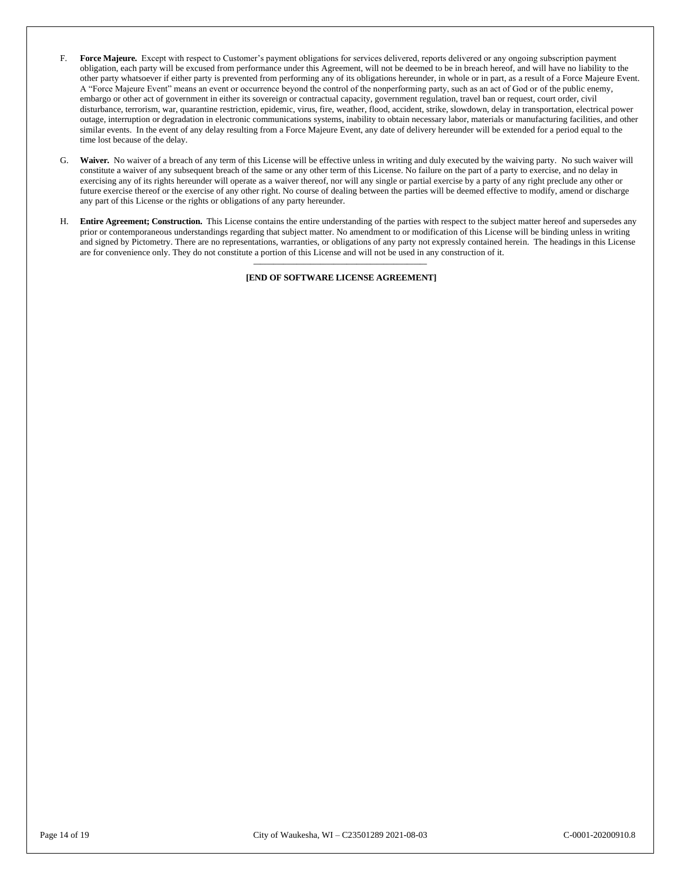F. **Force Majeure.** Except with respect to Customer's payment obligations for services delivered, reports delivered or any ongoing subscription payment obligation, each party will be excused from performance under this Agreement, will not be deemed to be in breach hereof, and will have no liability to the other party whatsoever if either party is prevented from performing any of its obligations hereunder, in whole or in part, as a result of a Force Majeure Event. A "Force Majeure Event" means an event or occurrence beyond the control of the nonperforming party, such as an act of God or of the public enemy, embargo or other act of government in either its sovereign or contractual capacity, government regulation, travel ban or request, court order, civil disturbance, terrorism, war, quarantine restriction, epidemic, virus, fire, weather, flood, accident, strike, slowdown, delay in transportation, electrical power outage, interruption or degradation in electronic communications systems, inability to obtain necessary labor, materials or manufacturing facilities, and other similar events. In the event of any delay resulting from a Force Majeure Event, any date of delivery hereunder will be extended for a period equal to the time lost because of the delay.

G. **Waiver.** No waiver of a breach of any term of this License will be effective unless in writing and duly executed by the waiving party. No such waiver will constitute a waiver of any subsequent breach of the same or any other term of this License. No failure on the part of a party to exercise, and no delay in exercising any of its rights hereunder will operate as a waiver thereof, nor will any single or partial exercise by a party of any right preclude any other or future exercise thereof or the exercise of any other right. No course of dealing between the parties will be deemed effective to modify, amend or discharge any part of this License or the rights or obligations of any party hereunder.

H. **Entire Agreement; Construction.** This License contains the entire understanding of the parties with respect to the subject matter hereof and supersedes any prior or contemporaneous understandings regarding that subject matter. No amendment to or modification of this License will be binding unless in writing and signed by Pictometry. There are no representations, warranties, or obligations of any party not expressly contained herein. The headings in this License are for convenience only. They do not constitute a portion of this License and will not be used in any construction of it.

---

**[END OF SOFTWARE LICENSE AGREEMENT]**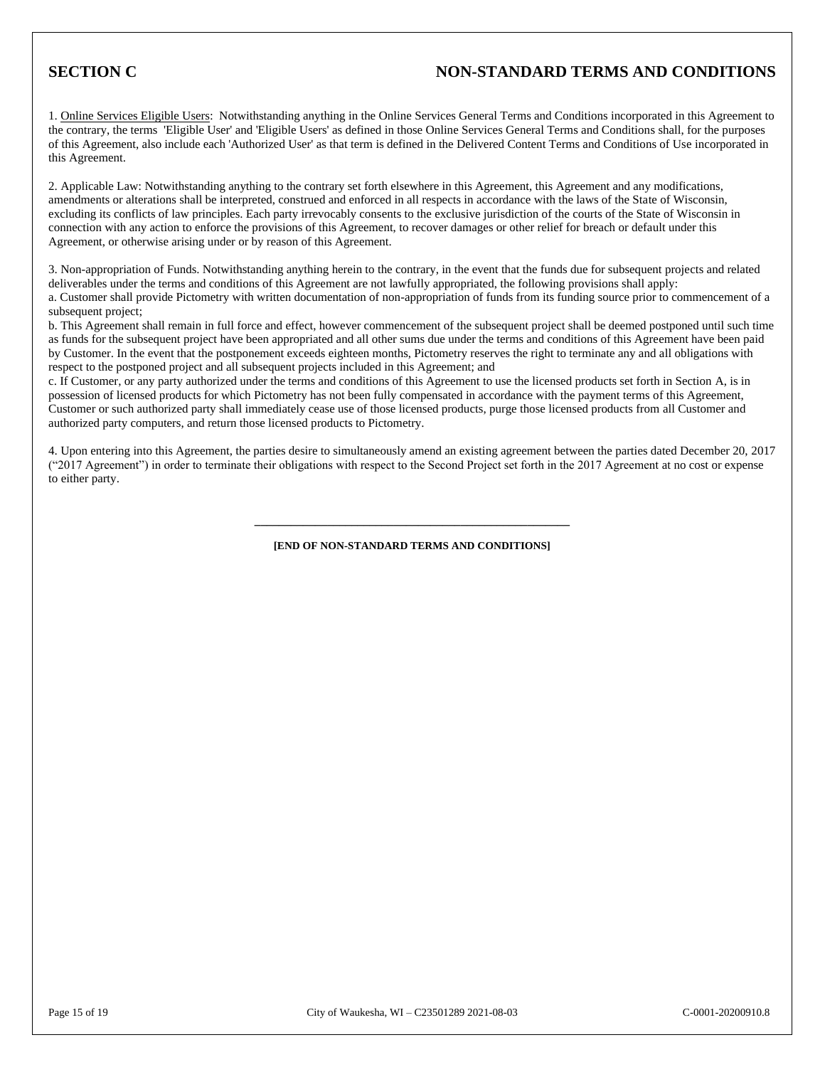## SECTION C NON-STANDARD TERMS AND CONDITIONS

1. Online Services Eligible Users: Notwithstanding anything in the Online Services General Terms and Conditions incorporated in this Agreement to the contrary, the terms 'Eligible User' and 'Eligible Users' as defined in those Online Services General Terms and Conditions shall, for the purposes of this Agreement, also include each 'Authorized User' as that term is defined in the Delivered Content Terms and Conditions of Use incorporated in this Agreement.

2. Applicable Law: Notwithstanding anything to the contrary set forth elsewhere in this Agreement, this Agreement and any modifications, amendments or alterations shall be interpreted, construed and enforced in all respects in accordance with the laws of the State of Wisconsin, excluding its conflicts of law principles. Each party irrevocably consents to the exclusive jurisdiction of the courts of the State of Wisconsin in connection with any action to enforce the provisions of this Agreement, to recover damages or other relief for breach or default under this Agreement, or otherwise arising under or by reason of this Agreement.

3. Non-appropriation of Funds. Notwithstanding anything herein to the contrary, in the event that the funds due for subsequent projects and related deliverables under the terms and conditions of this Agreement are not lawfully appropriated, the following provisions shall apply:
a. Customer shall provide Pictometry with written documentation of non-appropriation of funds from its funding source prior to commencement of a subsequent project;
b. This Agreement shall remain in full force and effect, however commencement of the subsequent project shall be deemed postponed until such time as funds for the subsequent project have been appropriated and all other sums due under the terms and conditions of this Agreement have been paid by Customer. In the event that the postponement exceeds eighteen months, Pictometry reserves the right to terminate any and all obligations with respect to the postponed project and all subsequent projects included in this Agreement; and
c. If Customer, or any party authorized under the terms and conditions of this Agreement to use the licensed products set forth in Section A, is in possession of licensed products for which Pictometry has not been fully compensated in accordance with the payment terms of this Agreement, Customer or such authorized party shall immediately cease use of those licensed products, purge those licensed products from all Customer and authorized party computers, and return those licensed products to Pictometry.

4. Upon entering into this Agreement, the parties desire to simultaneously amend an existing agreement between the parties dated December 20, 2017 ("2017 Agreement") in order to terminate their obligations with respect to the Second Project set forth in the 2017 Agreement at no cost or expense to either party.

---

**[END OF NON-STANDARD TERMS AND CONDITIONS]**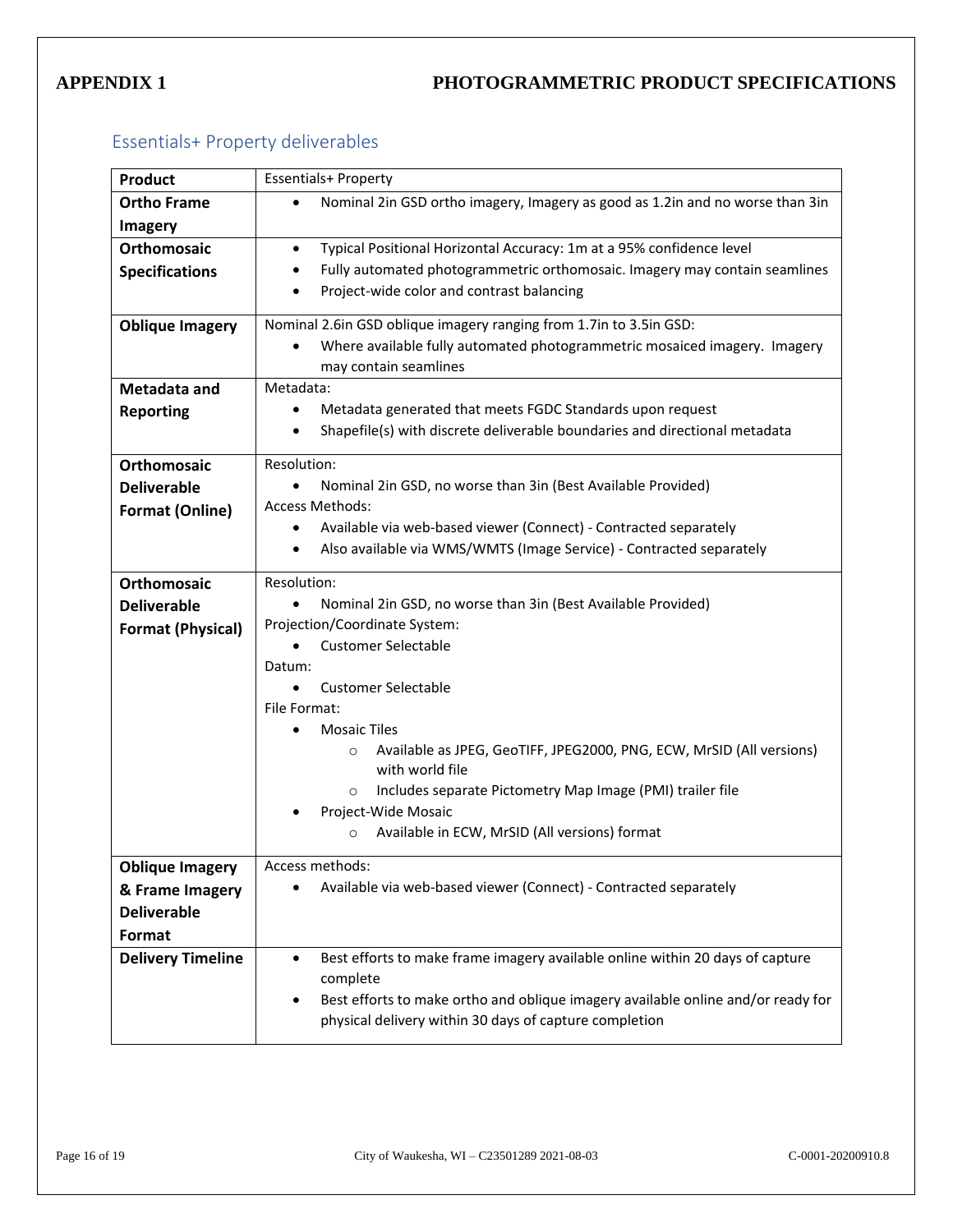**APPENDIX 1** **PHOTOGRAMMETRIC PRODUCT SPECIFICATIONS**

## Essentials+ Property deliverables

| **Product** | Essentials+ Property |
|---|---|
| **Ortho Frame Imagery** | • Nominal 2in GSD ortho imagery, Imagery as good as 1.2in and no worse than 3in |
| **Orthomosaic Specifications** | • Typical Positional Horizontal Accuracy: 1m at a 95% confidence level<br>• Fully automated photogrammetric orthomosaic. Imagery may contain seamlines<br>• Project-wide color and contrast balancing |
| **Oblique Imagery** | Nominal 2.6in GSD oblique imagery ranging from 1.7in to 3.5in GSD:<br>• Where available fully automated photogrammetric mosaiced imagery. Imagery may contain seamlines |
| **Metadata and Reporting** | Metadata:<br>• Metadata generated that meets FGDC Standards upon request<br>• Shapefile(s) with discrete deliverable boundaries and directional metadata |
| **Orthomosaic Deliverable Format (Online)** | Resolution:<br>• Nominal 2in GSD, no worse than 3in (Best Available Provided)<br>Access Methods:<br>• Available via web-based viewer (Connect) - Contracted separately<br>• Also available via WMS/WMTS (Image Service) - Contracted separately |
| **Orthomosaic Deliverable Format (Physical)** | Resolution:<br>• Nominal 2in GSD, no worse than 3in (Best Available Provided)<br>Projection/Coordinate System:<br>• Customer Selectable<br>Datum:<br>• Customer Selectable<br>File Format:<br>• Mosaic Tiles<br>&nbsp;&nbsp;&nbsp;&nbsp;○ Available as JPEG, GeoTIFF, JPEG2000, PNG, ECW, MrSID (All versions) with world file<br>&nbsp;&nbsp;&nbsp;&nbsp;○ Includes separate Pictometry Map Image (PMI) trailer file<br>• Project-Wide Mosaic<br>&nbsp;&nbsp;&nbsp;&nbsp;○ Available in ECW, MrSID (All versions) format |
| **Oblique Imagery & Frame Imagery Deliverable Format** | Access methods:<br>• Available via web-based viewer (Connect) - Contracted separately |
| **Delivery Timeline** | • Best efforts to make frame imagery available online within 20 days of capture complete<br>• Best efforts to make ortho and oblique imagery available online and/or ready for physical delivery within 30 days of capture completion |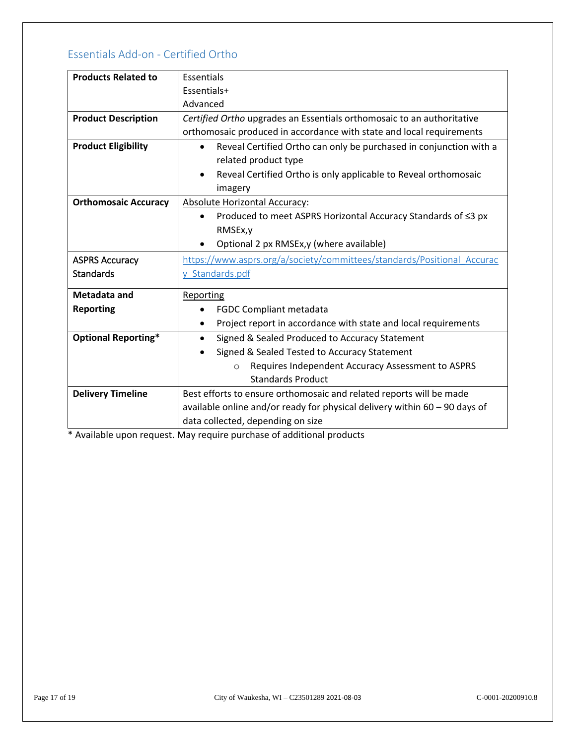## Essentials Add-on - Certified Ortho

| | |
|---|---|
| **Products Related to** | Essentials<br>Essentials+<br>Advanced |
| **Product Description** | *Certified Ortho* upgrades an Essentials orthomosaic to an authoritative orthomosaic produced in accordance with state and local requirements |
| **Product Eligibility** | • Reveal Certified Ortho can only be purchased in conjunction with a related product type<br>• Reveal Certified Ortho is only applicable to Reveal orthomosaic imagery |
| **Orthomosaic Accuracy** | Absolute Horizontal Accuracy:<br>• Produced to meet ASPRS Horizontal Accuracy Standards of ≤3 px RMSEx,y<br>• Optional 2 px RMSEx,y (where available) |
| **ASPRS Accuracy Standards** | https://www.asprs.org/a/society/committees/standards/Positional_Accuracy_Standards.pdf |
| **Metadata and Reporting** | Reporting<br>• FGDC Compliant metadata<br>• Project report in accordance with state and local requirements |
| **Optional Reporting*** | • Signed & Sealed Produced to Accuracy Statement<br>• Signed & Sealed Tested to Accuracy Statement<br>&nbsp;&nbsp;&nbsp;&nbsp;○ Requires Independent Accuracy Assessment to ASPRS Standards Product |
| **Delivery Timeline** | Best efforts to ensure orthomosaic and related reports will be made available online and/or ready for physical delivery within 60 – 90 days of data collected, depending on size |

* Available upon request. May require purchase of additional products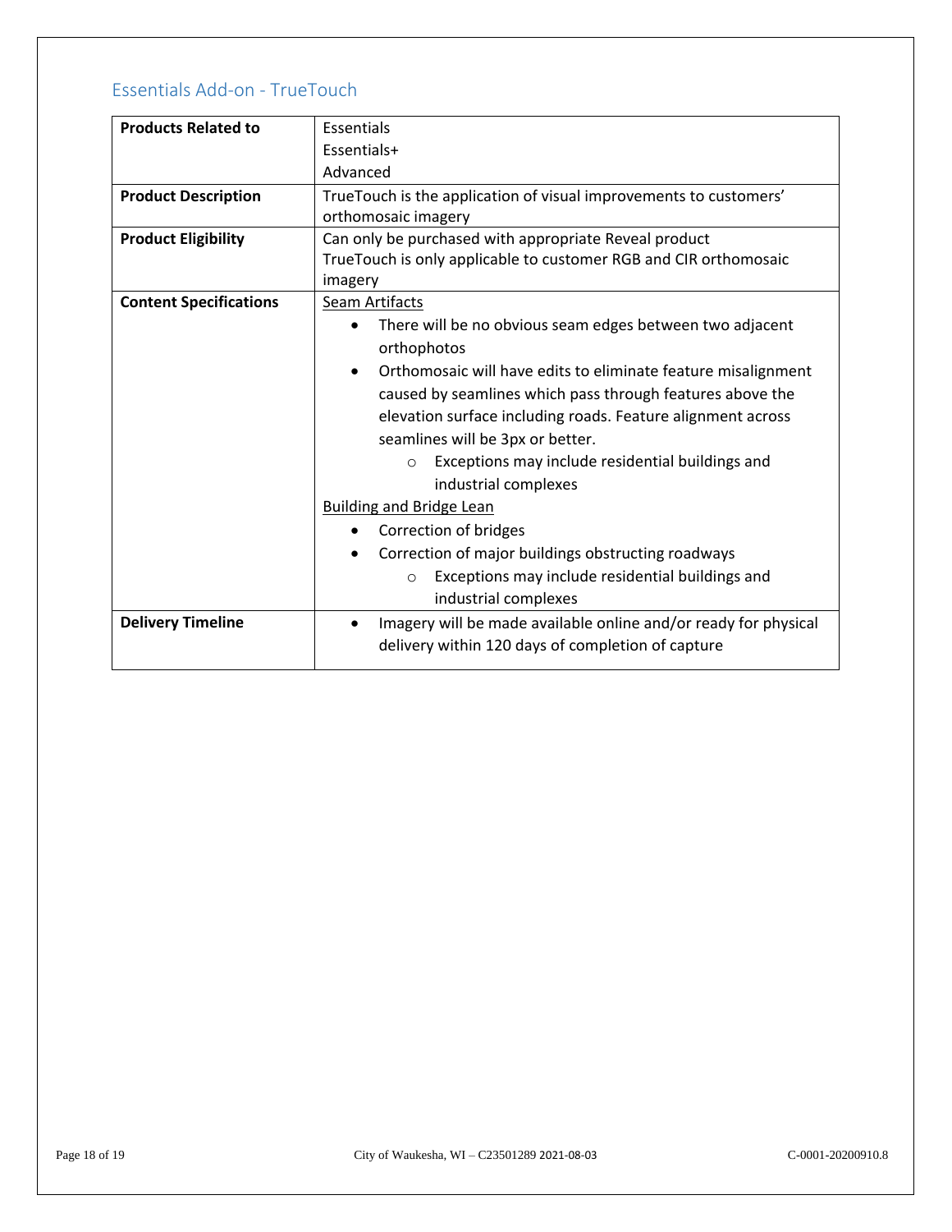## Essentials Add-on - TrueTouch

| | |
|---|---|
| **Products Related to** | Essentials<br>Essentials+<br>Advanced |
| **Product Description** | TrueTouch is the application of visual improvements to customers' orthomosaic imagery |
| **Product Eligibility** | Can only be purchased with appropriate Reveal product<br>TrueTouch is only applicable to customer RGB and CIR orthomosaic imagery |
| **Content Specifications** | <u>Seam Artifacts</u><br>• There will be no obvious seam edges between two adjacent orthophotos<br>• Orthomosaic will have edits to eliminate feature misalignment caused by seamlines which pass through features above the elevation surface including roads. Feature alignment across seamlines will be 3px or better.<br>&nbsp;&nbsp;&nbsp;&nbsp;○ Exceptions may include residential buildings and industrial complexes<br><u>Building and Bridge Lean</u><br>• Correction of bridges<br>• Correction of major buildings obstructing roadways<br>&nbsp;&nbsp;&nbsp;&nbsp;○ Exceptions may include residential buildings and industrial complexes |
| **Delivery Timeline** | • Imagery will be made available online and/or ready for physical delivery within 120 days of completion of capture |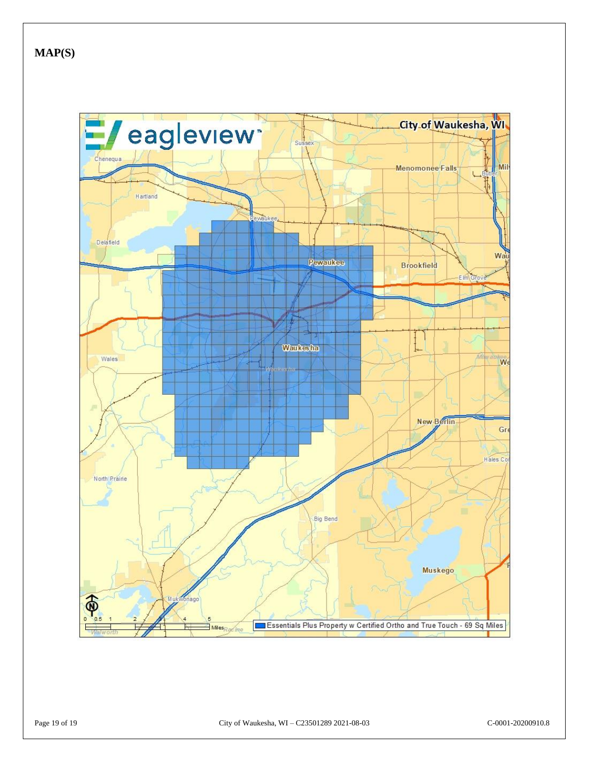**MAP(S)**

eagleview

City of Waukesha, WI

Chenequa
Sussex
Menomonee Falls
Butler
Hartland
Pewaukee
Delafield
Pewaukee
Brookfield
Elm Grove
Waukesha
Wales
New Berlin
North Prairie
Hales Cor
Big Bend
Muskego
Mukwonago

0 0.5 1 2 3 4 5
Miles

Essentials Plus Property w Certified Ortho and True Touch - 69 Sq Miles